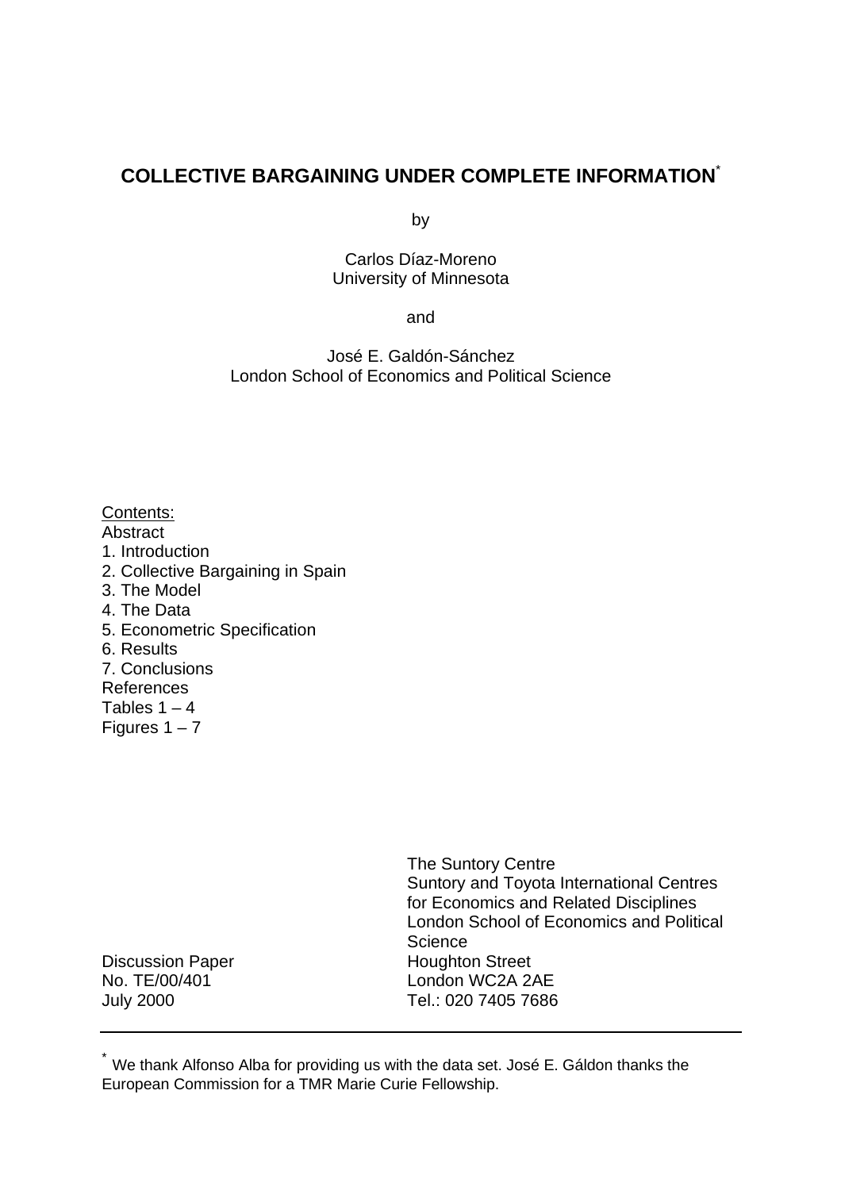# COLLECTIVE BARGAINING UNDER COMPLETE INFORMATION*

by

Carlos Díaz-Moreno
University of Minnesota

and

José E. Galdón-Sánchez
London School of Economics and Political Science

Contents:
Abstract
1. Introduction
2. Collective Bargaining in Spain
3. The Model
4. The Data
5. Econometric Specification
6. Results
7. Conclusions
References
Tables 1 – 4
Figures 1 – 7

The Suntory Centre
Suntory and Toyota International Centres
for Economics and Related Disciplines
London School of Economics and Political Science
Houghton Street
London WC2A 2AE
Tel.: 020 7405 7686

Discussion Paper
No. TE/00/401
July 2000

---

* We thank Alfonso Alba for providing us with the data set. José E. Gáldon thanks the European Commission for a TMR Marie Curie Fellowship.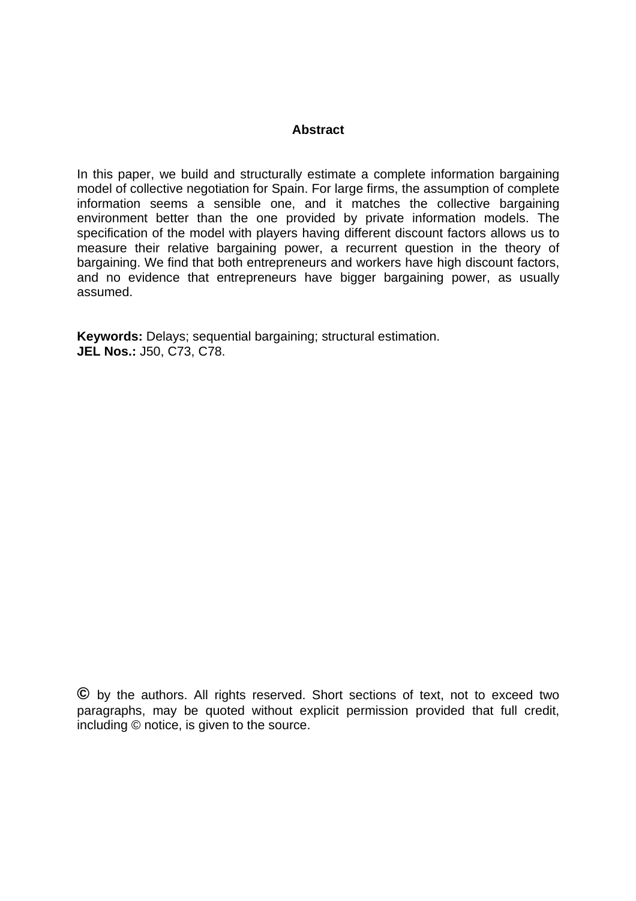## Abstract

In this paper, we build and structurally estimate a complete information bargaining model of collective negotiation for Spain. For large firms, the assumption of complete information seems a sensible one, and it matches the collective bargaining environment better than the one provided by private information models. The specification of the model with players having different discount factors allows us to measure their relative bargaining power, a recurrent question in the theory of bargaining. We find that both entrepreneurs and workers have high discount factors, and no evidence that entrepreneurs have bigger bargaining power, as usually assumed.

**Keywords:** Delays; sequential bargaining; structural estimation.
**JEL Nos.:** J50, C73, C78.

© by the authors. All rights reserved. Short sections of text, not to exceed two paragraphs, may be quoted without explicit permission provided that full credit, including © notice, is given to the source.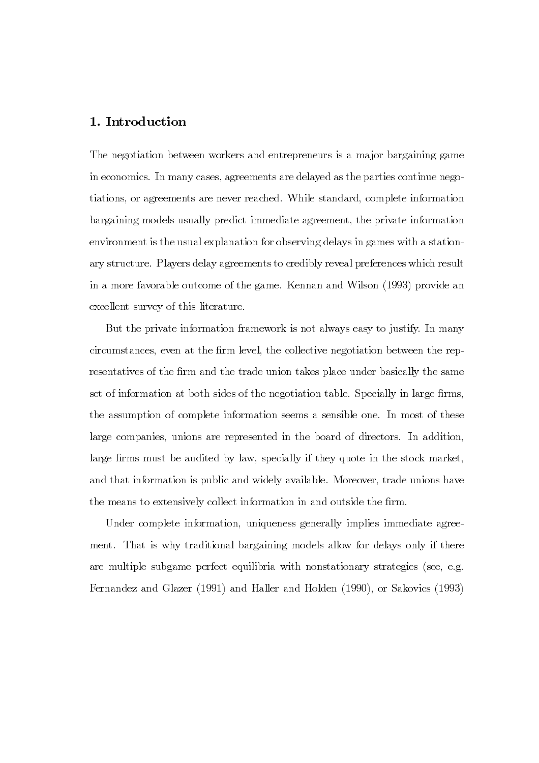## 1. Introduction

The negotiation between workers and entrepreneurs is a major bargaining game in economics. In many cases, agreements are delayed as the parties continue negotiations, or agreements are never reached. While standard, complete information bargaining models usually predict immediate agreement, the private information environment is the usual explanation for observing delays in games with a stationary structure. Players delay agreements to credibly reveal preferences which result in a more favorable outcome of the game. Kennan and Wilson (1993) provide an excellent survey of this literature.

But the private information framework is not always easy to justify. In many circumstances, even at the firm level, the collective negotiation between the representatives of the firm and the trade union takes place under basically the same set of information at both sides of the negotiation table. Specially in large firms, the assumption of complete information seems a sensible one. In most of these large companies, unions are represented in the board of directors. In addition, large firms must be audited by law, specially if they quote in the stock market, and that information is public and widely available. Moreover, trade unions have the means to extensively collect information in and outside the firm.

Under complete information, uniqueness generally implies immediate agreement. That is why traditional bargaining models allow for delays only if there are multiple subgame perfect equilibria with nonstationary strategies (see, e.g. Fernandez and Glazer (1991) and Haller and Holden (1990), or Sakovics (1993)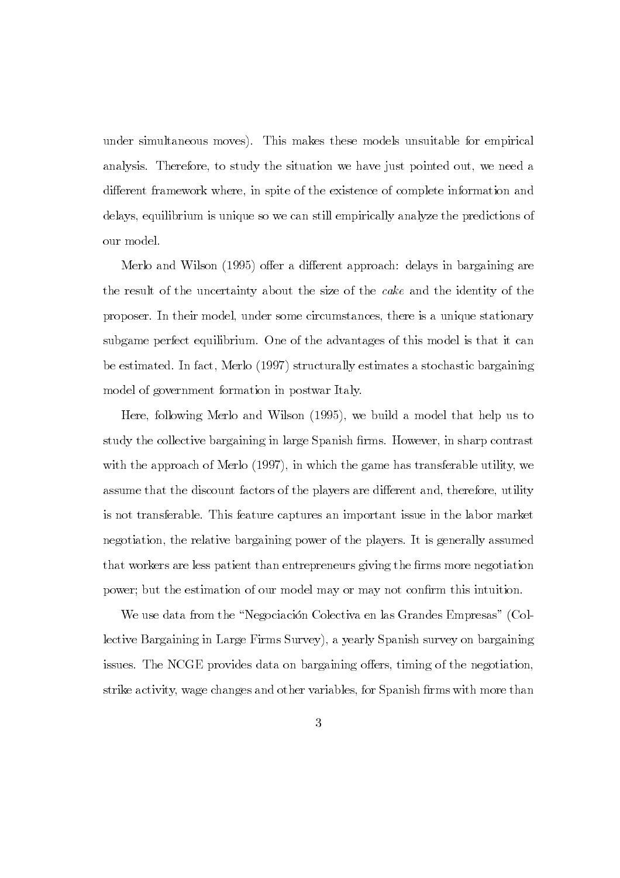under simultaneous moves). This makes these models unsuitable for empirical analysis. Therefore, to study the situation we have just pointed out, we need a different framework where, in spite of the existence of complete information and delays, equilibrium is unique so we can still empirically analyze the predictions of our model.

Merlo and Wilson (1995) offer a different approach: delays in bargaining are the result of the uncertainty about the size of the *cake* and the identity of the proposer. In their model, under some circumstances, there is a unique stationary subgame perfect equilibrium. One of the advantages of this model is that it can be estimated. In fact, Merlo (1997) structurally estimates a stochastic bargaining model of government formation in postwar Italy.

Here, following Merlo and Wilson (1995), we build a model that help us to study the collective bargaining in large Spanish firms. However, in sharp contrast with the approach of Merlo (1997), in which the game has transferable utility, we assume that the discount factors of the players are different and, therefore, utility is not transferable. This feature captures an important issue in the labor market negotiation, the relative bargaining power of the players. It is generally assumed that workers are less patient than entrepreneurs giving the firms more negotiation power; but the estimation of our model may or may not confirm this intuition.

We use data from the "Negociación Colectiva en las Grandes Empresas" (Collective Bargaining in Large Firms Survey), a yearly Spanish survey on bargaining issues. The NCGE provides data on bargaining offers, timing of the negotiation, strike activity, wage changes and other variables, for Spanish firms with more than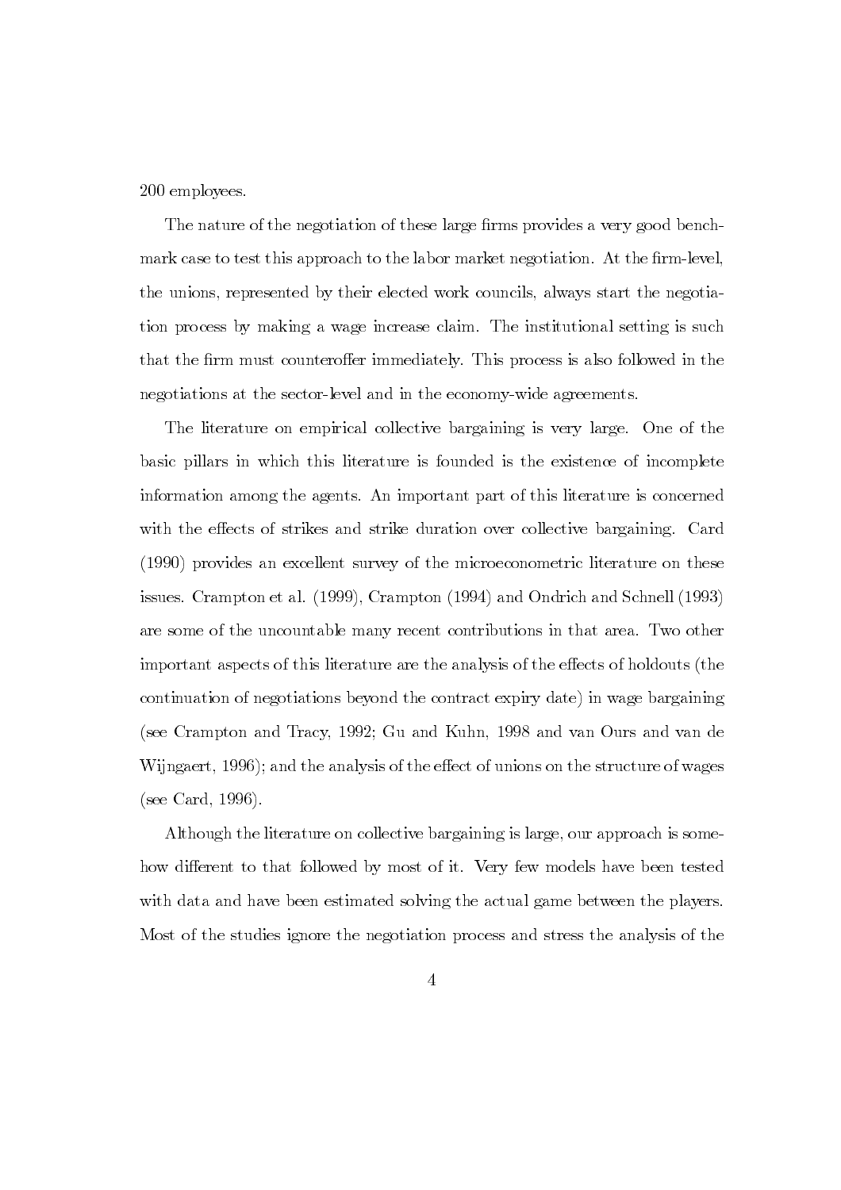200 employees.

The nature of the negotiation of these large firms provides a very good benchmark case to test this approach to the labor market negotiation. At the firm-level, the unions, represented by their elected work councils, always start the negotiation process by making a wage increase claim. The institutional setting is such that the firm must counteroffer immediately. This process is also followed in the negotiations at the sector-level and in the economy-wide agreements.

The literature on empirical collective bargaining is very large. One of the basic pillars in which this literature is founded is the existence of incomplete information among the agents. An important part of this literature is concerned with the effects of strikes and strike duration over collective bargaining. Card (1990) provides an excellent survey of the microeconometric literature on these issues. Crampton et al. (1999), Crampton (1994) and Ondrich and Schnell (1993) are some of the uncountable many recent contributions in that area. Two other important aspects of this literature are the analysis of the effects of holdouts (the continuation of negotiations beyond the contract expiry date) in wage bargaining (see Crampton and Tracy, 1992; Gu and Kuhn, 1998 and van Ours and van de Wijngaert, 1996); and the analysis of the effect of unions on the structure of wages (see Card, 1996).

Although the literature on collective bargaining is large, our approach is somehow different to that followed by most of it. Very few models have been tested with data and have been estimated solving the actual game between the players. Most of the studies ignore the negotiation process and stress the analysis of the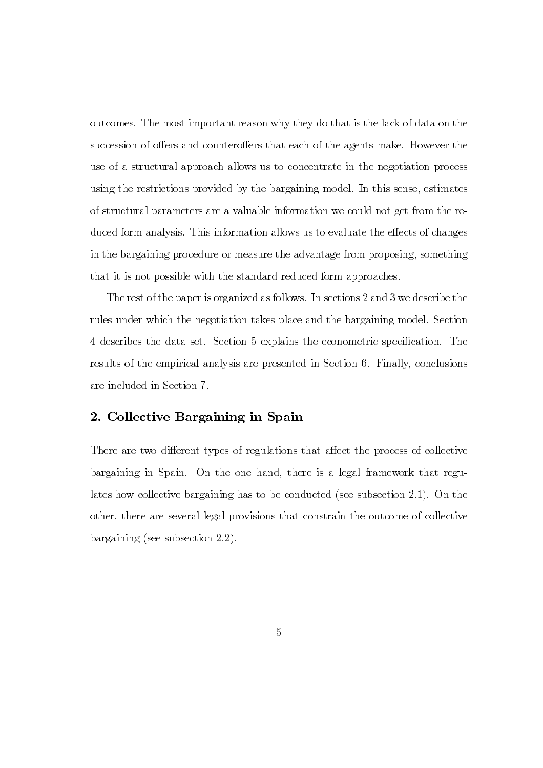outcomes. The most important reason why they do that is the lack of data on the succession of offers and counteroffers that each of the agents make. However the use of a structural approach allows us to concentrate in the negotiation process using the restrictions provided by the bargaining model. In this sense, estimates of structural parameters are a valuable information we could not get from the reduced form analysis. This information allows us to evaluate the effects of changes in the bargaining procedure or measure the advantage from proposing, something that it is not possible with the standard reduced form approaches.

The rest of the paper is organized as follows. In sections 2 and 3 we describe the rules under which the negotiation takes place and the bargaining model. Section 4 describes the data set. Section 5 explains the econometric specification. The results of the empirical analysis are presented in Section 6. Finally, conclusions are included in Section 7.

## 2. Collective Bargaining in Spain

There are two different types of regulations that affect the process of collective bargaining in Spain. On the one hand, there is a legal framework that regulates how collective bargaining has to be conducted (see subsection 2.1). On the other, there are several legal provisions that constrain the outcome of collective bargaining (see subsection 2.2).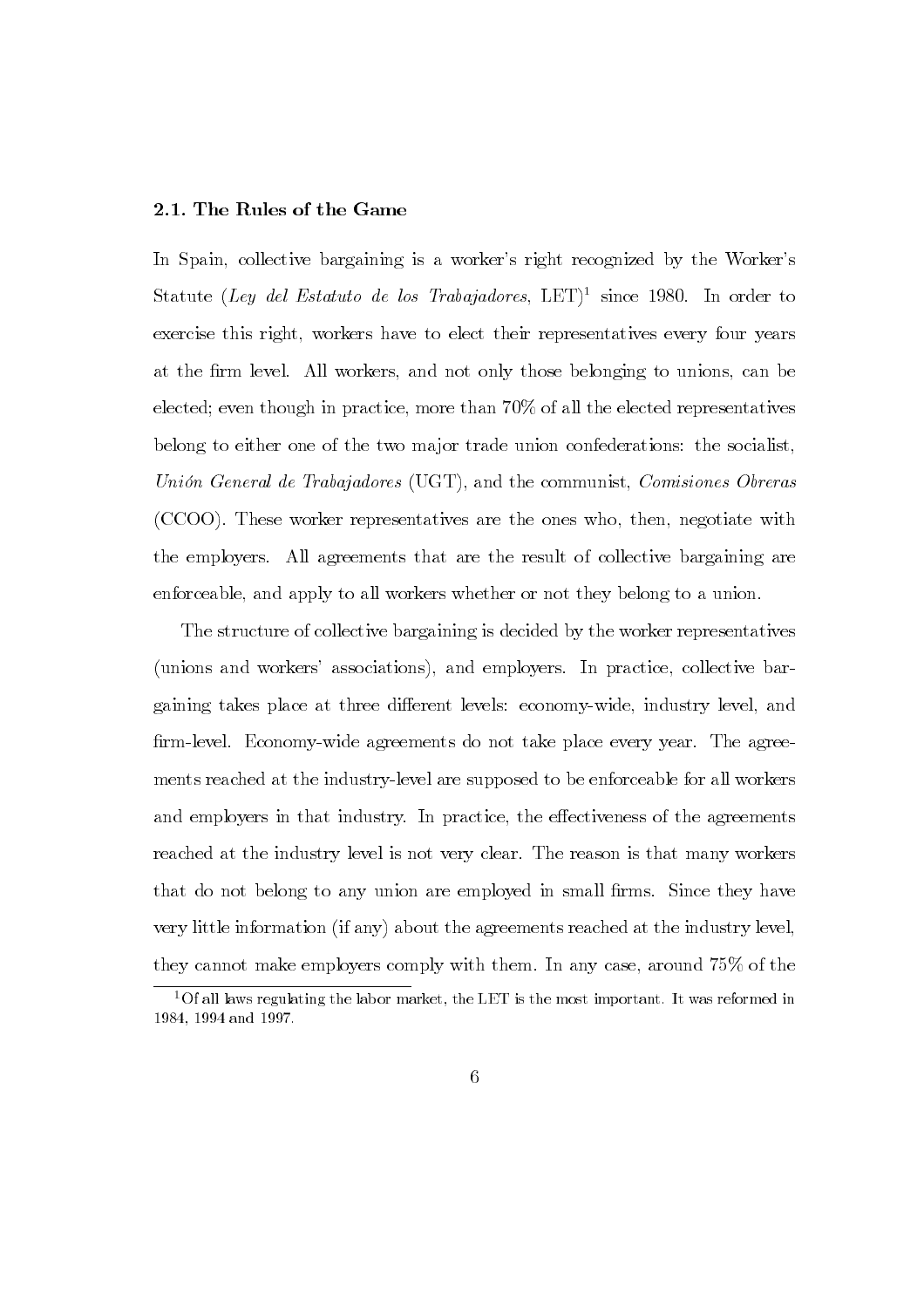### 2.1. The Rules of the Game

In Spain, collective bargaining is a worker's right recognized by the Worker's Statute (*Ley del Estatuto de los Trabajadores*, LET)[1] since 1980. In order to exercise this right, workers have to elect their representatives every four years at the firm level. All workers, and not only those belonging to unions, can be elected; even though in practice, more than 70% of all the elected representatives belong to either one of the two major trade union confederations: the socialist, *Unión General de Trabajadores* (UGT), and the communist, *Comisiones Obreras* (CCOO). These worker representatives are the ones who, then, negotiate with the employers. All agreements that are the result of collective bargaining are enforceable, and apply to all workers whether or not they belong to a union.

The structure of collective bargaining is decided by the worker representatives (unions and workers' associations), and employers. In practice, collective bargaining takes place at three different levels: economy-wide, industry level, and firm-level. Economy-wide agreements do not take place every year. The agreements reached at the industry-level are supposed to be enforceable for all workers and employers in that industry. In practice, the effectiveness of the agreements reached at the industry level is not very clear. The reason is that many workers that do not belong to any union are employed in small firms. Since they have very little information (if any) about the agreements reached at the industry level, they cannot make employers comply with them. In any case, around 75% of the

[1] Of all laws regulating the labor market, the LET is the most important. It was reformed in 1984, 1994 and 1997.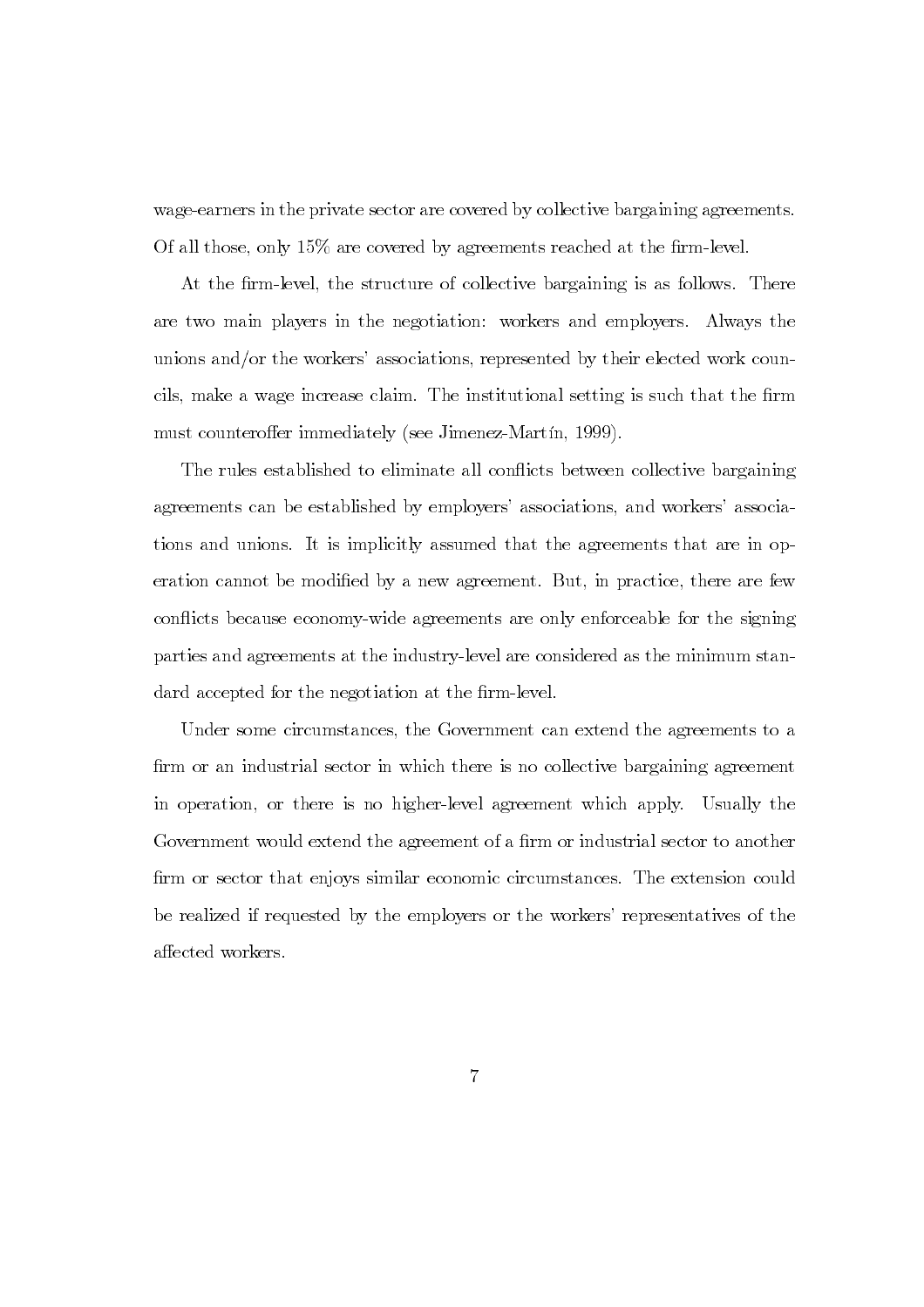wage-earners in the private sector are covered by collective bargaining agreements. Of all those, only 15% are covered by agreements reached at the firm-level.

At the firm-level, the structure of collective bargaining is as follows. There are two main players in the negotiation: workers and employers. Always the unions and/or the workers' associations, represented by their elected work councils, make a wage increase claim. The institutional setting is such that the firm must counteroffer immediately (see Jimenez-Martín, 1999).

The rules established to eliminate all conflicts between collective bargaining agreements can be established by employers' associations, and workers' associations and unions. It is implicitly assumed that the agreements that are in operation cannot be modified by a new agreement. But, in practice, there are few conflicts because economy-wide agreements are only enforceable for the signing parties and agreements at the industry-level are considered as the minimum standard accepted for the negotiation at the firm-level.

Under some circumstances, the Government can extend the agreements to a firm or an industrial sector in which there is no collective bargaining agreement in operation, or there is no higher-level agreement which apply. Usually the Government would extend the agreement of a firm or industrial sector to another firm or sector that enjoys similar economic circumstances. The extension could be realized if requested by the employers or the workers' representatives of the affected workers.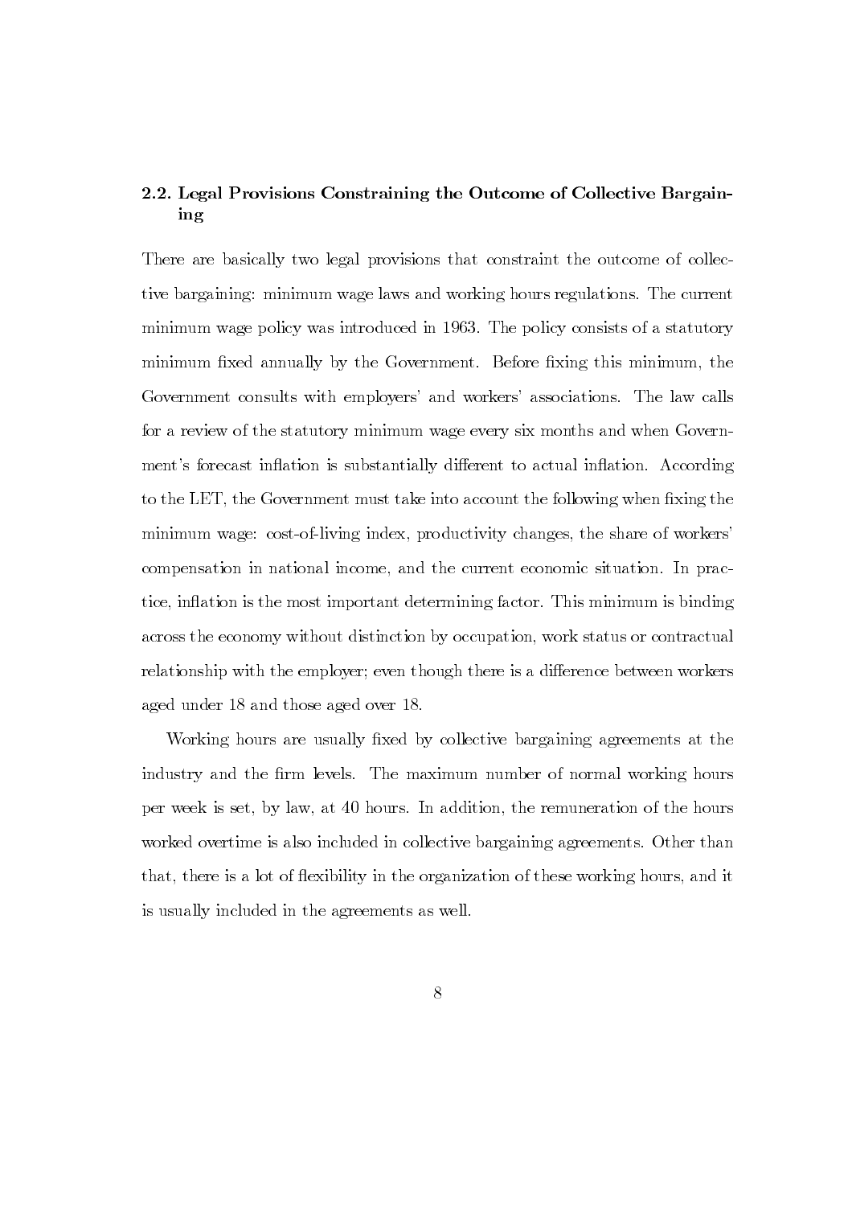### 2.2. Legal Provisions Constraining the Outcome of Collective Bargaining

There are basically two legal provisions that constraint the outcome of collective bargaining: minimum wage laws and working hours regulations. The current minimum wage policy was introduced in 1963. The policy consists of a statutory minimum fixed annually by the Government. Before fixing this minimum, the Government consults with employers' and workers' associations. The law calls for a review of the statutory minimum wage every six months and when Government's forecast inflation is substantially different to actual inflation. According to the LET, the Government must take into account the following when fixing the minimum wage: cost-of-living index, productivity changes, the share of workers' compensation in national income, and the current economic situation. In practice, inflation is the most important determining factor. This minimum is binding across the economy without distinction by occupation, work status or contractual relationship with the employer; even though there is a difference between workers aged under 18 and those aged over 18.

Working hours are usually fixed by collective bargaining agreements at the industry and the firm levels. The maximum number of normal working hours per week is set, by law, at 40 hours. In addition, the remuneration of the hours worked overtime is also included in collective bargaining agreements. Other than that, there is a lot of flexibility in the organization of these working hours, and it is usually included in the agreements as well.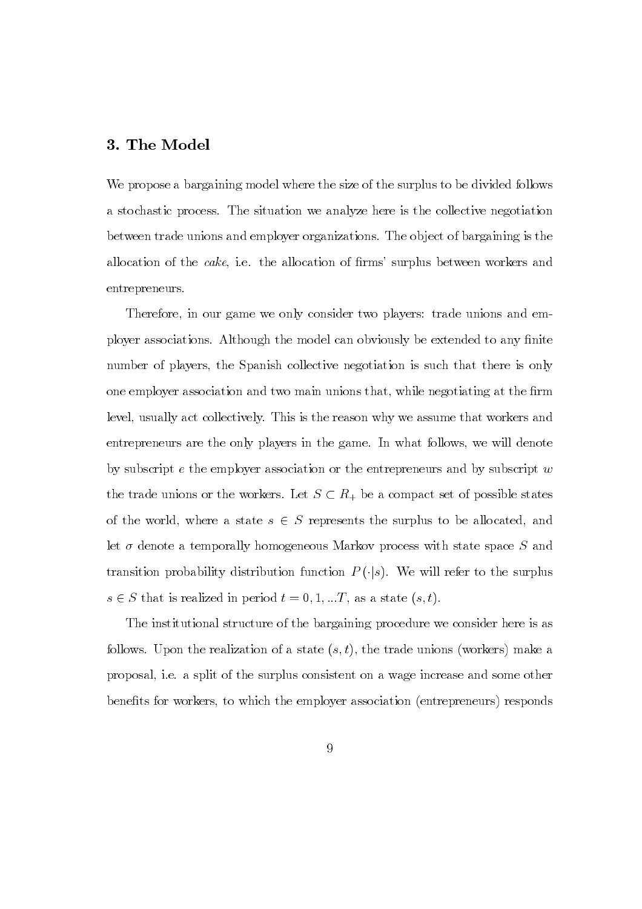## 3. The Model

We propose a bargaining model where the size of the surplus to be divided follows a stochastic process. The situation we analyze here is the collective negotiation between trade unions and employer organizations. The object of bargaining is the allocation of the *cake*, i.e. the allocation of firms' surplus between workers and entrepreneurs.

Therefore, in our game we only consider two players: trade unions and employer associations. Although the model can obviously be extended to any finite number of players, the Spanish collective negotiation is such that there is only one employer association and two main unions that, while negotiating at the firm level, usually act collectively. This is the reason why we assume that workers and entrepreneurs are the only players in the game. In what follows, we will denote by subscript $e$ the employer association or the entrepreneurs and by subscript $w$ the trade unions or the workers. Let $S \subset R_+$ be a compact set of possible states of the world, where a state $s \in S$ represents the surplus to be allocated, and let $\sigma$ denote a temporally homogeneous Markov process with state space $S$ and transition probability distribution function $P(\cdot|s)$. We will refer to the surplus $s \in S$ that is realized in period $t = 0, 1, ...T$, as a state $(s, t)$.

The institutional structure of the bargaining procedure we consider here is as follows. Upon the realization of a state $(s, t)$, the trade unions (workers) make a proposal, i.e. a split of the surplus consistent on a wage increase and some other benefits for workers, to which the employer association (entrepreneurs) responds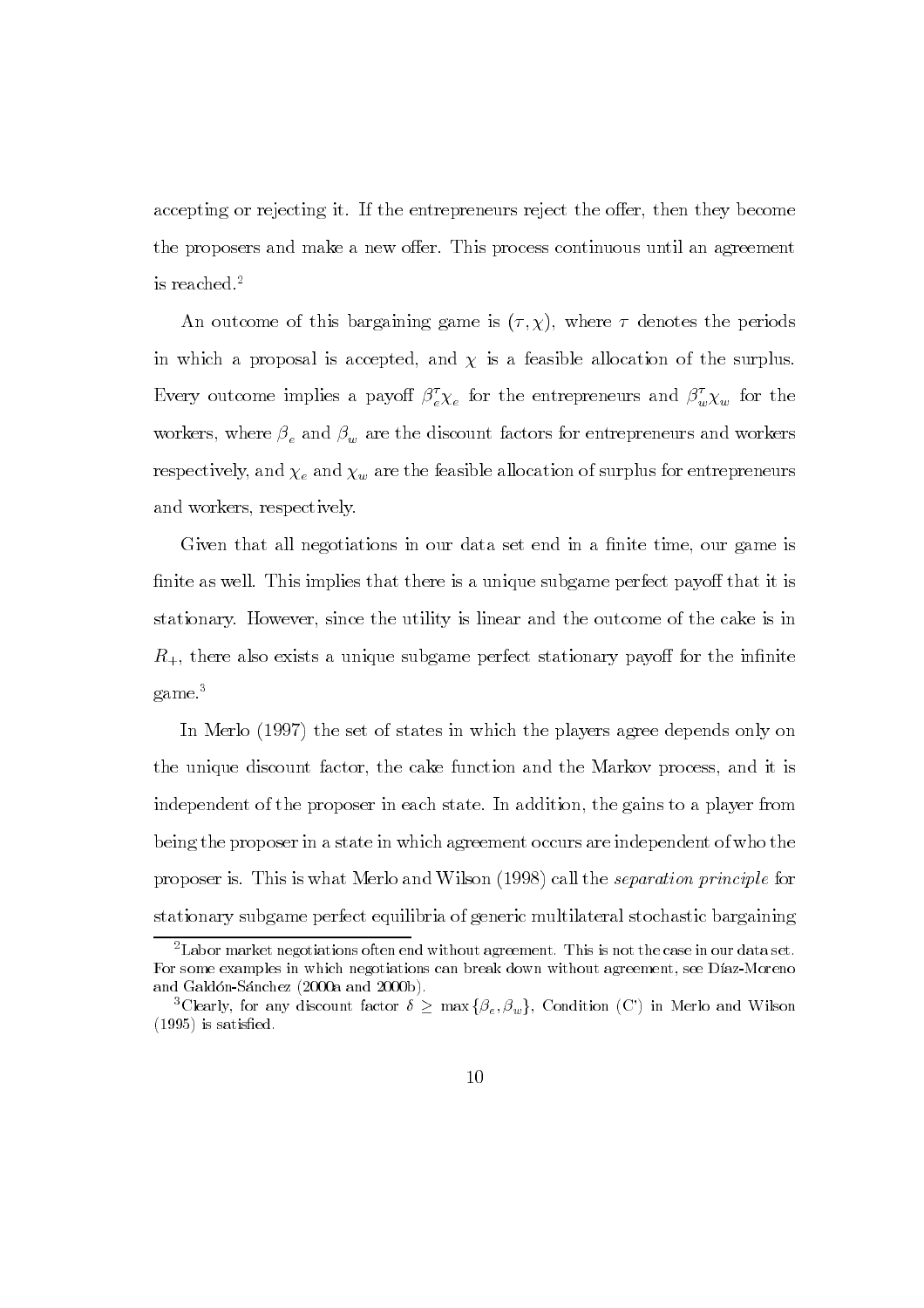accepting or rejecting it. If the entrepreneurs reject the offer, then they become the proposers and make a new offer. This process continuous until an agreement is reached.[2]

An outcome of this bargaining game is $(\tau, \chi)$, where $\tau$ denotes the periods in which a proposal is accepted, and $\chi$ is a feasible allocation of the surplus. Every outcome implies a payoff $\beta_e^{\tau}\chi_e$ for the entrepreneurs and $\beta_w^{\tau}\chi_w$ for the workers, where $\beta_e$ and $\beta_w$ are the discount factors for entrepreneurs and workers respectively, and $\chi_e$ and $\chi_w$ are the feasible allocation of surplus for entrepreneurs and workers, respectively.

Given that all negotiations in our data set end in a finite time, our game is finite as well. This implies that there is a unique subgame perfect payoff that it is stationary. However, since the utility is linear and the outcome of the cake is in $R_+$, there also exists a unique subgame perfect stationary payoff for the infinite game.[3]

In Merlo (1997) the set of states in which the players agree depends only on the unique discount factor, the cake function and the Markov process, and it is independent of the proposer in each state. In addition, the gains to a player from being the proposer in a state in which agreement occurs are independent of who the proposer is. This is what Merlo and Wilson (1998) call the *separation principle* for stationary subgame perfect equilibria of generic multilateral stochastic bargaining

[2]Labor market negotiations often end without agreement. This is not the case in our data set. For some examples in which negotiations can break down without agreement, see Díaz-Moreno and Galdón-Sánchez (2000a and 2000b).

[3]Clearly, for any discount factor $\delta \geq \max\{\beta_e, \beta_w\}$, Condition (C') in Merlo and Wilson (1995) is satisfied.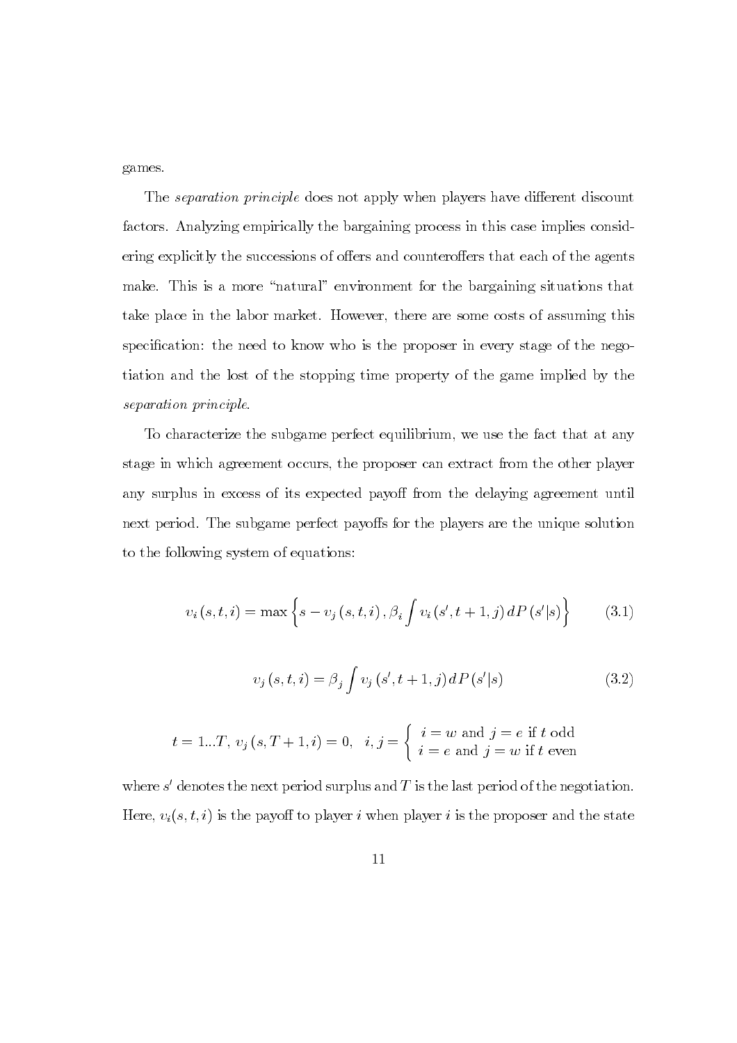games.

The *separation principle* does not apply when players have different discount factors. Analyzing empirically the bargaining process in this case implies considering explicitly the successions of offers and counteroffers that each of the agents make. This is a more "natural" environment for the bargaining situations that take place in the labor market. However, there are some costs of assuming this specification: the need to know who is the proposer in every stage of the negotiation and the lost of the stopping time property of the game implied by the *separation principle*.

To characterize the subgame perfect equilibrium, we use the fact that at any stage in which agreement occurs, the proposer can extract from the other player any surplus in excess of its expected payoff from the delaying agreement until next period. The subgame perfect payoffs for the players are the unique solution to the following system of equations:

$$v_i(s,t,i) = \max\left\{s - v_j(s,t,i), \beta_i \int v_i(s', t+1, j)\, dP(s'|s)\right\} \tag{3.1}$$

$$v_j(s,t,i) = \beta_j \int v_j(s', t+1, j)\, dP(s'|s) \tag{3.2}$$

$$t = 1...T,\ v_j(s, T+1, i) = 0,\quad i,j = \begin{cases} i = w \text{ and } j = e \text{ if } t \text{ odd} \\ i = e \text{ and } j = w \text{ if } t \text{ even} \end{cases}$$

where $s'$ denotes the next period surplus and $T$ is the last period of the negotiation. Here, $v_i(s,t,i)$ is the payoff to player $i$ when player $i$ is the proposer and the state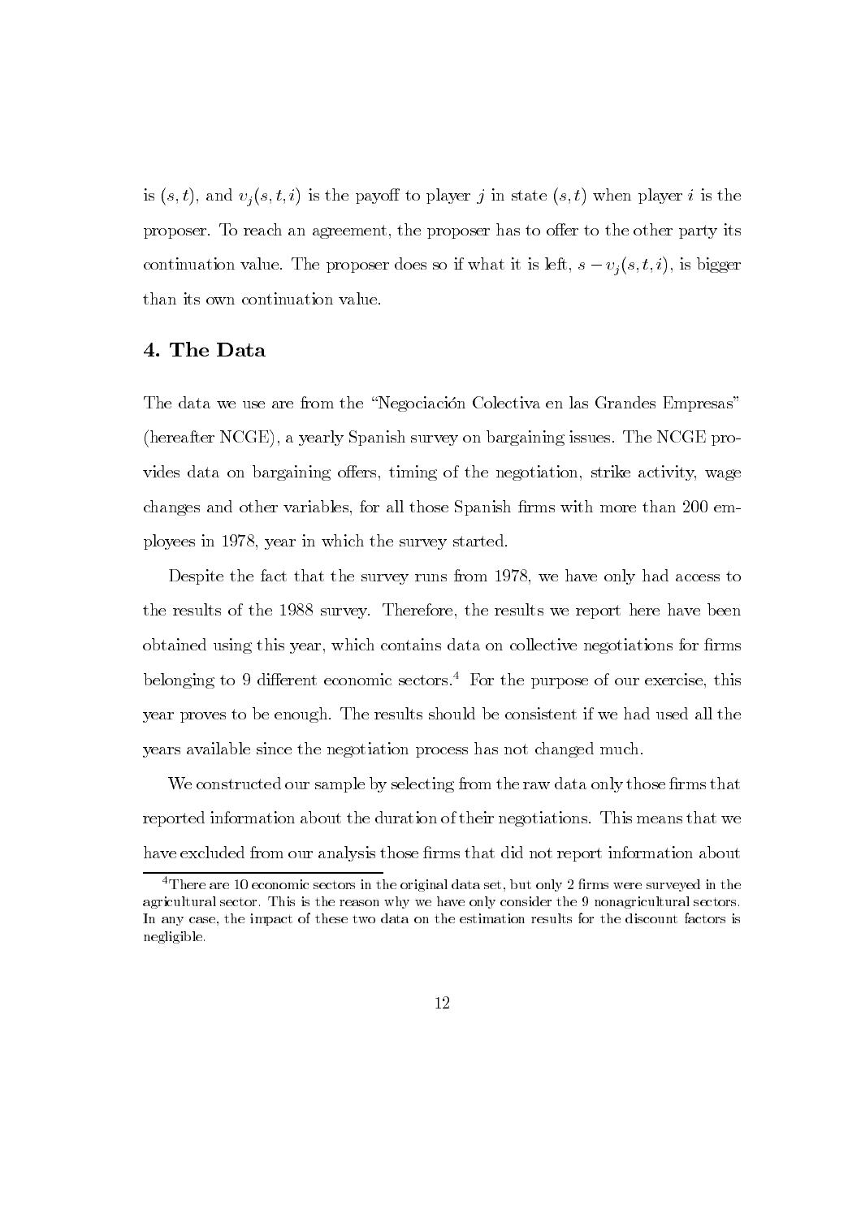is $(s, t)$, and $v_j(s, t, i)$ is the payoff to player $j$ in state $(s, t)$ when player $i$ is the proposer. To reach an agreement, the proposer has to offer to the other party its continuation value. The proposer does so if what it is left, $s - v_j(s, t, i)$, is bigger than its own continuation value.

## 4. The Data

The data we use are from the "Negociación Colectiva en las Grandes Empresas" (hereafter NCGE), a yearly Spanish survey on bargaining issues. The NCGE provides data on bargaining offers, timing of the negotiation, strike activity, wage changes and other variables, for all those Spanish firms with more than 200 employees in 1978, year in which the survey started.

Despite the fact that the survey runs from 1978, we have only had access to the results of the 1988 survey. Therefore, the results we report here have been obtained using this year, which contains data on collective negotiations for firms belonging to 9 different economic sectors.[4] For the purpose of our exercise, this year proves to be enough. The results should be consistent if we had used all the years available since the negotiation process has not changed much.

We constructed our sample by selecting from the raw data only those firms that reported information about the duration of their negotiations. This means that we have excluded from our analysis those firms that did not report information about

[4] There are 10 economic sectors in the original data set, but only 2 firms were surveyed in the agricultural sector. This is the reason why we have only consider the 9 nonagricultural sectors. In any case, the impact of these two data on the estimation results for the discount factors is negligible.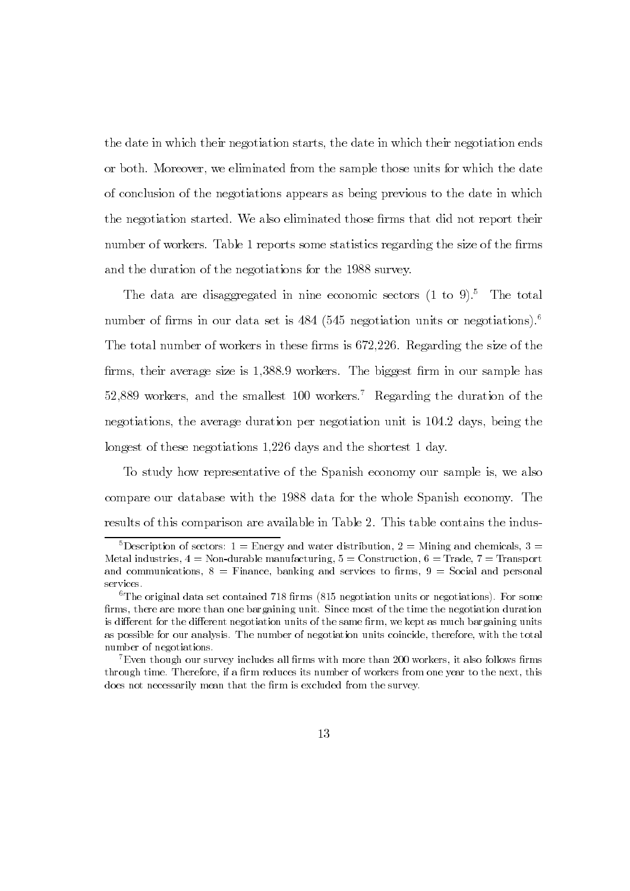the date in which their negotiation starts, the date in which their negotiation ends or both. Moreover, we eliminated from the sample those units for which the date of conclusion of the negotiations appears as being previous to the date in which the negotiation started. We also eliminated those firms that did not report their number of workers. Table 1 reports some statistics regarding the size of the firms and the duration of the negotiations for the 1988 survey.

The data are disaggregated in nine economic sectors (1 to 9).[5] The total number of firms in our data set is 484 (545 negotiation units or negotiations).[6] The total number of workers in these firms is 672,226. Regarding the size of the firms, their average size is 1,388.9 workers. The biggest firm in our sample has 52,889 workers, and the smallest 100 workers.[7] Regarding the duration of the negotiations, the average duration per negotiation unit is 104.2 days, being the longest of these negotiations 1,226 days and the shortest 1 day.

To study how representative of the Spanish economy our sample is, we also compare our database with the 1988 data for the whole Spanish economy. The results of this comparison are available in Table 2. This table contains the indus-

[5] Description of sectors: 1 = Energy and water distribution, 2 = Mining and chemicals, 3 = Metal industries, 4 = Non-durable manufacturing, 5 = Construction, 6 = Trade, 7 = Transport and communications, 8 = Finance, banking and services to firms, 9 = Social and personal services.

[6] The original data set contained 718 firms (815 negotiation units or negotiations). For some firms, there are more than one bargaining unit. Since most of the time the negotiation duration is different for the different negotiation units of the same firm, we kept as much bargaining units as possible for our analysis. The number of negotiation units coincide, therefore, with the total number of negotiations.

[7] Even though our survey includes all firms with more than 200 workers, it also follows firms through time. Therefore, if a firm reduces its number of workers from one year to the next, this does not necessarily mean that the firm is excluded from the survey.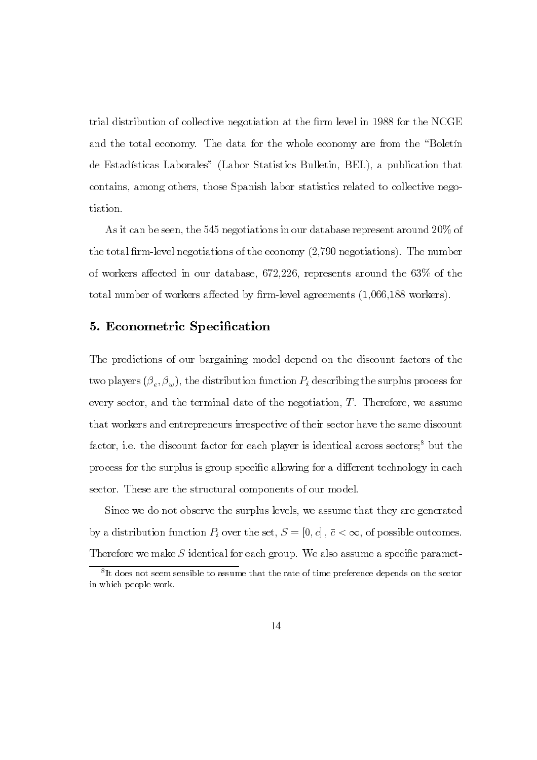trial distribution of collective negotiation at the firm level in 1988 for the NCGE and the total economy. The data for the whole economy are from the "Boletín de Estadísticas Laborales" (Labor Statistics Bulletin, BEL), a publication that contains, among others, those Spanish labor statistics related to collective negotiation.

As it can be seen, the 545 negotiations in our database represent around 20% of the total firm-level negotiations of the economy (2,790 negotiations). The number of workers affected in our database, 672,226, represents around the 63% of the total number of workers affected by firm-level agreements (1,066,188 workers).

## 5. Econometric Specification

The predictions of our bargaining model depend on the discount factors of the two players $(\beta_e, \beta_w)$, the distribution function $P_i$ describing the surplus process for every sector, and the terminal date of the negotiation, $T$. Therefore, we assume that workers and entrepreneurs irrespective of their sector have the same discount factor, i.e. the discount factor for each player is identical across sectors;[8] but the process for the surplus is group specific allowing for a different technology in each sector. These are the structural components of our model.

Since we do not observe the surplus levels, we assume that they are generated by a distribution function $P_i$ over the set, $S = [0, c]$, $\bar{c} < \infty$, of possible outcomes. Therefore we make $S$ identical for each group. We also assume a specific paramet-

[8] It does not seem sensible to assume that the rate of time preference depends on the sector in which people work.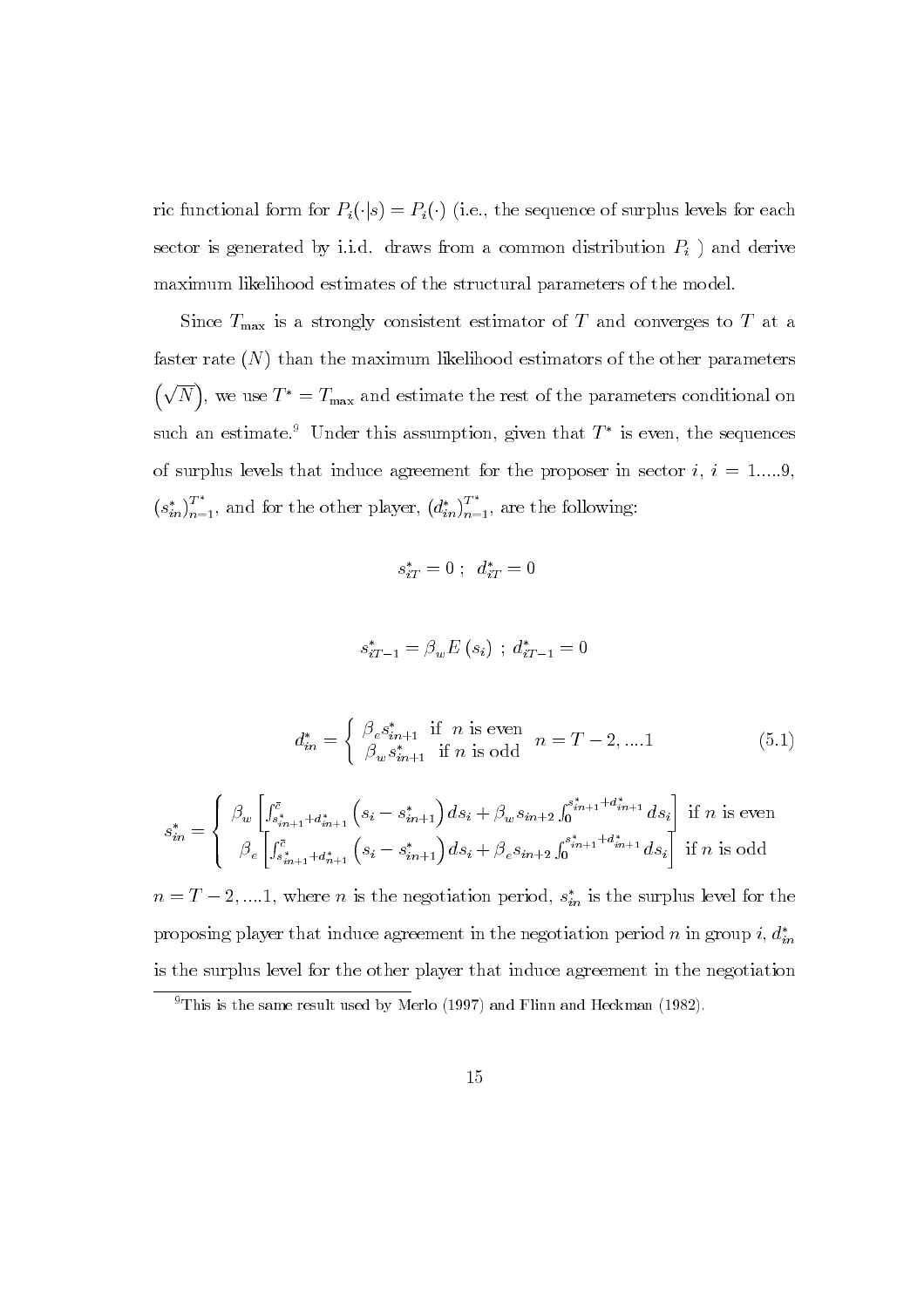ric functional form for $P_i(\cdot|s) = P_i(\cdot)$ (i.e., the sequence of surplus levels for each sector is generated by i.i.d. draws from a common distribution $P_i$ ) and derive maximum likelihood estimates of the structural parameters of the model.

Since $T_{\max}$ is a strongly consistent estimator of $T$ and converges to $T$ at a faster rate ($N$) than the maximum likelihood estimators of the other parameters $\left(\sqrt{N}\right)$, we use $T^* = T_{\max}$ and estimate the rest of the parameters conditional on such an estimate.[9] Under this assumption, given that $T^*$ is even, the sequences of surplus levels that induce agreement for the proposer in sector $i$, $i = 1.....9$, $(s^*_{in})^{T^*}_{n=1}$, and for the other player, $(d^*_{in})^{T^*}_{n=1}$, are the following:

$$s^*_{iT} = 0 \ ; \ \ d^*_{iT} = 0$$

$$s^*_{iT-1} = \beta_w E\left(s_i\right) \ ; \ d^*_{iT-1} = 0$$

$$d^*_{in} = \left\{ \begin{array}{l} \beta_e s^*_{in+1} \ \text{ if } \ n \text{ is even} \\ \beta_w s^*_{in+1} \ \text{ if } n \text{ is odd} \end{array} \right. \ \ n = T-2, ....1 \tag{5.1}$$

$$s^*_{in} = \left\{ \begin{array}{l} \beta_w \left[ \int^{\bar{c}}_{s^*_{in+1}+d^*_{in+1}} \left(s_i - s^*_{in+1}\right) ds_i + \beta_w s_{in+2} \int^{s^*_{in+1}+d^*_{in+1}}_0 ds_i \right] \ \text{if } n \text{ is even} \\ \beta_e \left[ \int^{\bar{c}}_{s^*_{in+1}+d^*_{n+1}} \left(s_i - s^*_{in+1}\right) ds_i + \beta_e s_{in+2} \int^{s^*_{in+1}+d^*_{in+1}}_0 ds_i \right] \ \text{if } n \text{ is odd} \end{array} \right.$$

$n = T-2, ....1$, where $n$ is the negotiation period, $s^*_{in}$ is the surplus level for the proposing player that induce agreement in the negotiation period $n$ in group $i$, $d^*_{in}$ is the surplus level for the other player that induce agreement in the negotiation

[9] This is the same result used by Merlo (1997) and Flinn and Heckman (1982).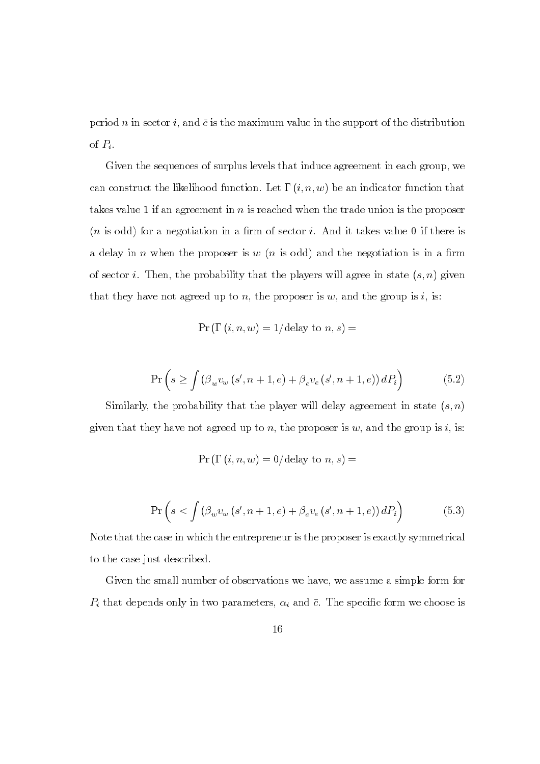period $n$ in sector $i$, and $\bar{c}$ is the maximum value in the support of the distribution of $P_i$.

Given the sequences of surplus levels that induce agreement in each group, we can construct the likelihood function. Let $\Gamma(i, n, w)$ be an indicator function that takes value 1 if an agreement in $n$ is reached when the trade union is the proposer ($n$ is odd) for a negotiation in a firm of sector $i$. And it takes value 0 if there is a delay in $n$ when the proposer is $w$ ($n$ is odd) and the negotiation is in a firm of sector $i$. Then, the probability that the players will agree in state $(s, n)$ given that they have not agreed up to $n$, the proposer is $w$, and the group is $i$, is:

$$\Pr\left(\Gamma(i, n, w) = 1/\text{delay to } n, s\right) =$$

$$\Pr\left(s \geq \int \left(\beta_w v_w\left(s', n+1, e\right) + \beta_e v_e\left(s', n+1, e\right)\right) dP_i\right) \tag{5.2}$$

Similarly, the probability that the player will delay agreement in state $(s, n)$ given that they have not agreed up to $n$, the proposer is $w$, and the group is $i$, is:

$$\Pr\left(\Gamma(i, n, w) = 0/\text{delay to } n, s\right) =$$

$$\Pr\left(s < \int \left(\beta_w v_w\left(s', n+1, e\right) + \beta_e v_e\left(s', n+1, e\right)\right) dP_i\right) \tag{5.3}$$

Note that the case in which the entrepreneur is the proposer is exactly symmetrical to the case just described.

Given the small number of observations we have, we assume a simple form for $P_i$ that depends only in two parameters, $\alpha_i$ and $\bar{c}$. The specific form we choose is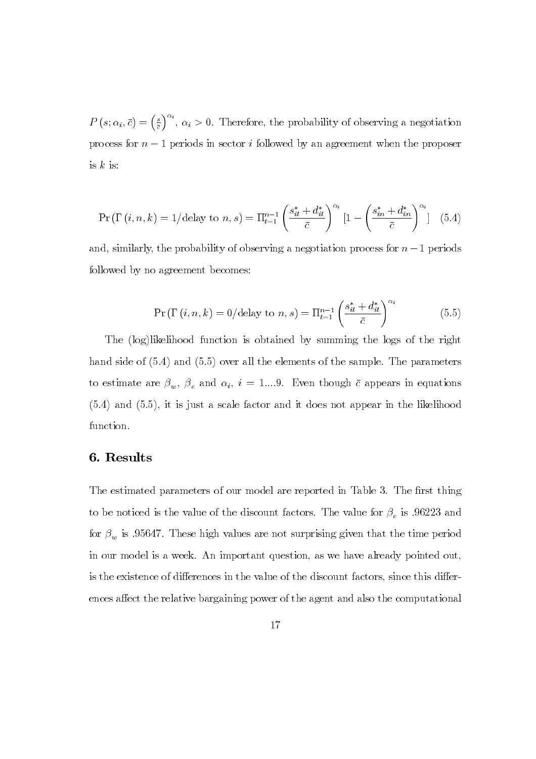$P(s; \alpha_i, \bar{c}) = \left(\frac{s}{\bar{c}}\right)^{\alpha_i}$, $\alpha_i > 0$. Therefore, the probability of observing a negotiation process for $n-1$ periods in sector $i$ followed by an agreement when the proposer is $k$ is:

$$\Pr\left(\Gamma\left(i,n,k\right)=1/\text{delay to } n, s\right) = \Pi_{t=1}^{n-1}\left(\frac{s_{it}^{*}+d_{it}^{*}}{\bar{c}}\right)^{\alpha_i}\left[1-\left(\frac{s_{in}^{*}+d_{in}^{*}}{\bar{c}}\right)^{\alpha_i}\right] \quad (5.4)$$

and, similarly, the probability of observing a negotiation process for $n-1$ periods followed by no agreement becomes:

$$\Pr\left(\Gamma\left(i,n,k\right)=0/\text{delay to } n, s\right) = \Pi_{t=1}^{n-1}\left(\frac{s_{it}^{*}+d_{it}^{*}}{\bar{c}}\right)^{\alpha_i} \quad (5.5)$$

The (log)likelihood function is obtained by summing the logs of the right hand side of (5.4) and (5.5) over all the elements of the sample. The parameters to estimate are $\beta_w$, $\beta_e$ and $\alpha_i$, $i = 1....9$. Even though $\bar{c}$ appears in equations (5.4) and (5.5), it is just a scale factor and it does not appear in the likelihood function.

## 6. Results

The estimated parameters of our model are reported in Table 3. The first thing to be noticed is the value of the discount factors. The value for $\beta_e$ is .96223 and for $\beta_w$ is .95647. These high values are not surprising given that the time period in our model is a week. An important question, as we have already pointed out, is the existence of differences in the value of the discount factors, since this differences affect the relative bargaining power of the agent and also the computational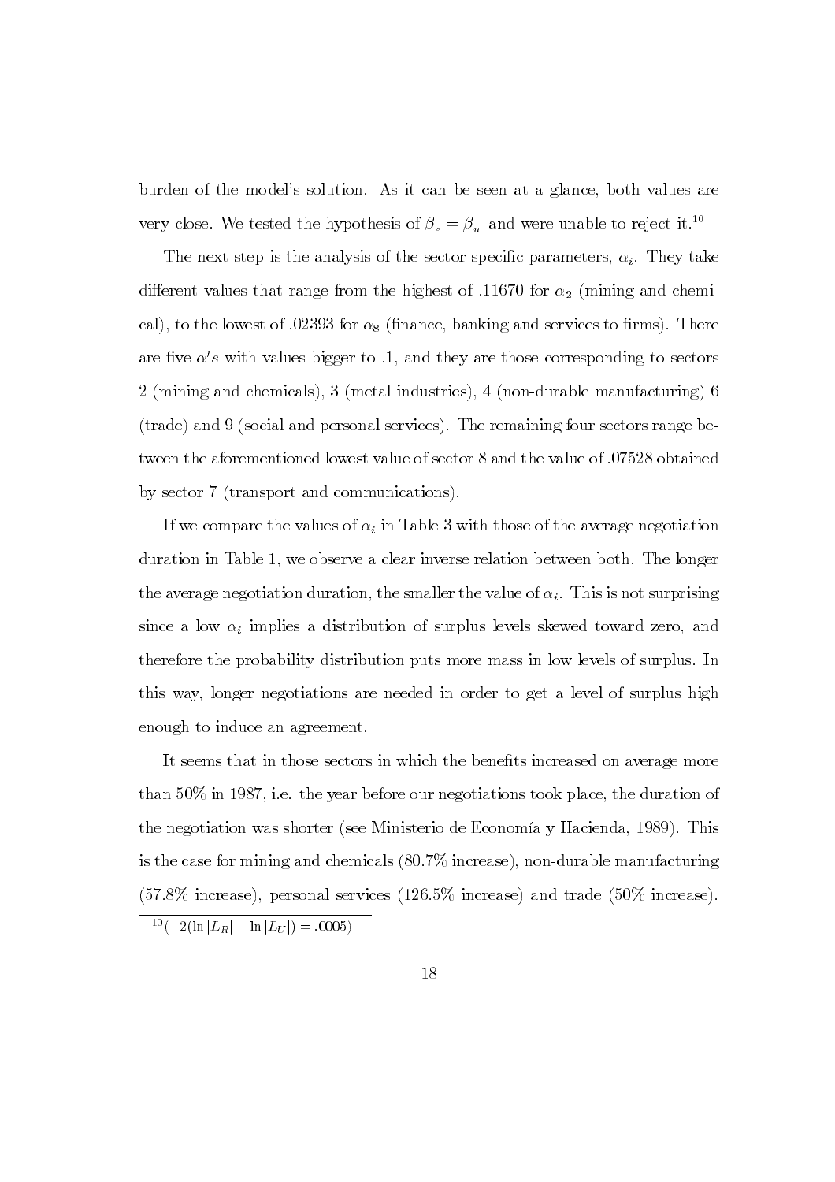burden of the model's solution. As it can be seen at a glance, both values are very close. We tested the hypothesis of $\beta_e = \beta_w$ and were unable to reject it.[10]

The next step is the analysis of the sector specific parameters, $\alpha_i$. They take different values that range from the highest of .11670 for $\alpha_2$ (mining and chemical), to the lowest of .02393 for $\alpha_8$ (finance, banking and services to firms). There are five $\alpha' s$ with values bigger to .1, and they are those corresponding to sectors 2 (mining and chemicals), 3 (metal industries), 4 (non-durable manufacturing) 6 (trade) and 9 (social and personal services). The remaining four sectors range between the aforementioned lowest value of sector 8 and the value of .07528 obtained by sector 7 (transport and communications).

If we compare the values of $\alpha_i$ in Table 3 with those of the average negotiation duration in Table 1, we observe a clear inverse relation between both. The longer the average negotiation duration, the smaller the value of $\alpha_i$. This is not surprising since a low $\alpha_i$ implies a distribution of surplus levels skewed toward zero, and therefore the probability distribution puts more mass in low levels of surplus. In this way, longer negotiations are needed in order to get a level of surplus high enough to induce an agreement.

It seems that in those sectors in which the benefits increased on average more than 50% in 1987, i.e. the year before our negotiations took place, the duration of the negotiation was shorter (see Ministerio de Economía y Hacienda, 1989). This is the case for mining and chemicals (80.7% increase), non-durable manufacturing (57.8% increase), personal services (126.5% increase) and trade (50% increase).

[10] $(-2(\ln|L_R| - \ln|L_U|) = .0005)$.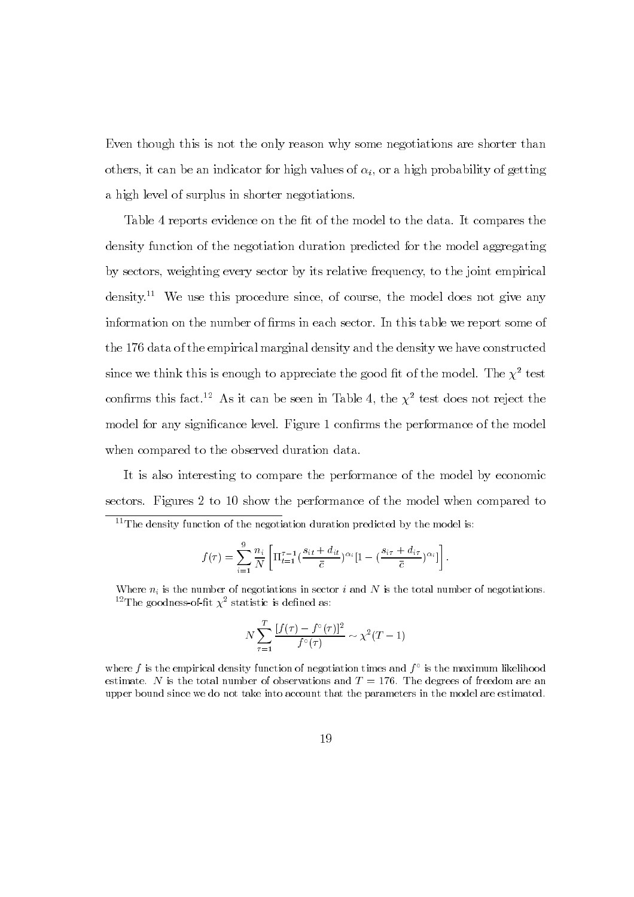Even though this is not the only reason why some negotiations are shorter than others, it can be an indicator for high values of $\alpha_i$, or a high probability of getting a high level of surplus in shorter negotiations.

Table 4 reports evidence on the fit of the model to the data. It compares the density function of the negotiation duration predicted for the model aggregating by sectors, weighting every sector by its relative frequency, to the joint empirical density.[11] We use this procedure since, of course, the model does not give any information on the number of firms in each sector. In this table we report some of the 176 data of the empirical marginal density and the density we have constructed since we think this is enough to appreciate the good fit of the model. The $\chi^2$ test confirms this fact.[12] As it can be seen in Table 4, the $\chi^2$ test does not reject the model for any significance level. Figure 1 confirms the performance of the model when compared to the observed duration data.

It is also interesting to compare the performance of the model by economic sectors. Figures 2 to 10 show the performance of the model when compared to

---

[11] The density function of the negotiation duration predicted by the model is:

$$f(\tau) = \sum_{i=1}^{9} \frac{n_i}{N} \left[ \Pi_{t=1}^{\tau-1} \left(\frac{s_{it} + d_{it}}{\bar{c}}\right)^{\alpha_i} [1 - \left(\frac{s_{i\tau} + d_{i\tau}}{\bar{c}}\right)^{\alpha_i}] \right].$$

Where $n_i$ is the number of negotiations in sector $i$ and $N$ is the total number of negotiations.

[12] The goodness-of-fit $\chi^2$ statistic is defined as:

$$N \sum_{\tau=1}^{T} \frac{[f(\tau) - f^{\circ}(\tau)]^2}{f^{\circ}(\tau)} \sim \chi^2(T-1)$$

where $f$ is the empirical density function of negotiation times and $f^{\circ}$ is the maximum likelihood estimate. $N$ is the total number of observations and $T = 176$. The degrees of freedom are an upper bound since we do not take into account that the parameters in the model are estimated.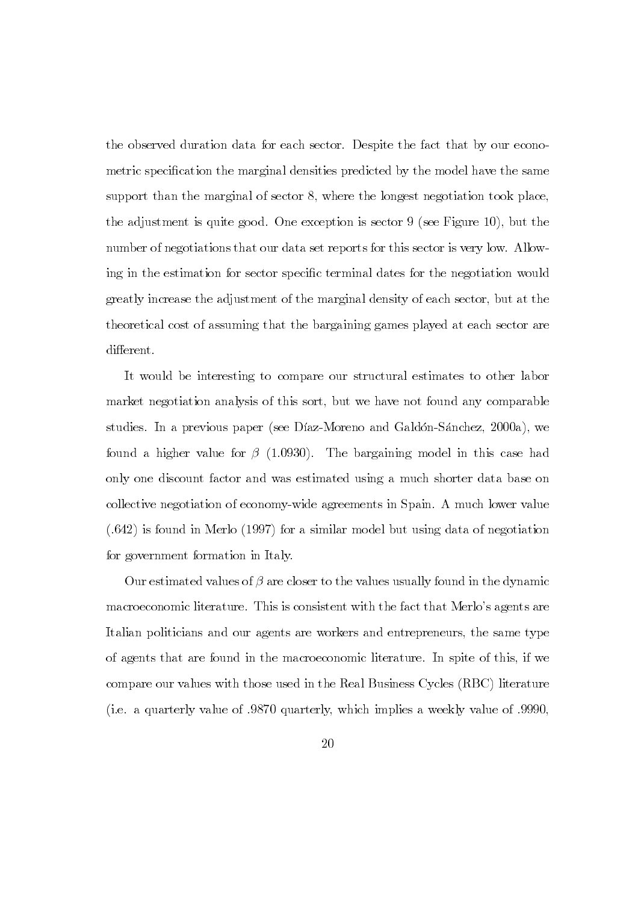the observed duration data for each sector. Despite the fact that by our econometric specification the marginal densities predicted by the model have the same support than the marginal of sector 8, where the longest negotiation took place, the adjustment is quite good. One exception is sector 9 (see Figure 10), but the number of negotiations that our data set reports for this sector is very low. Allowing in the estimation for sector specific terminal dates for the negotiation would greatly increase the adjustment of the marginal density of each sector, but at the theoretical cost of assuming that the bargaining games played at each sector are different.

It would be interesting to compare our structural estimates to other labor market negotiation analysis of this sort, but we have not found any comparable studies. In a previous paper (see Díaz-Moreno and Galdón-Sánchez, 2000a), we found a higher value for $\beta$ (1.0930). The bargaining model in this case had only one discount factor and was estimated using a much shorter data base on collective negotiation of economy-wide agreements in Spain. A much lower value (.642) is found in Merlo (1997) for a similar model but using data of negotiation for government formation in Italy.

Our estimated values of $\beta$ are closer to the values usually found in the dynamic macroeconomic literature. This is consistent with the fact that Merlo's agents are Italian politicians and our agents are workers and entrepreneurs, the same type of agents that are found in the macroeconomic literature. In spite of this, if we compare our values with those used in the Real Business Cycles (RBC) literature (i.e. a quarterly value of .9870 quarterly, which implies a weekly value of .9990,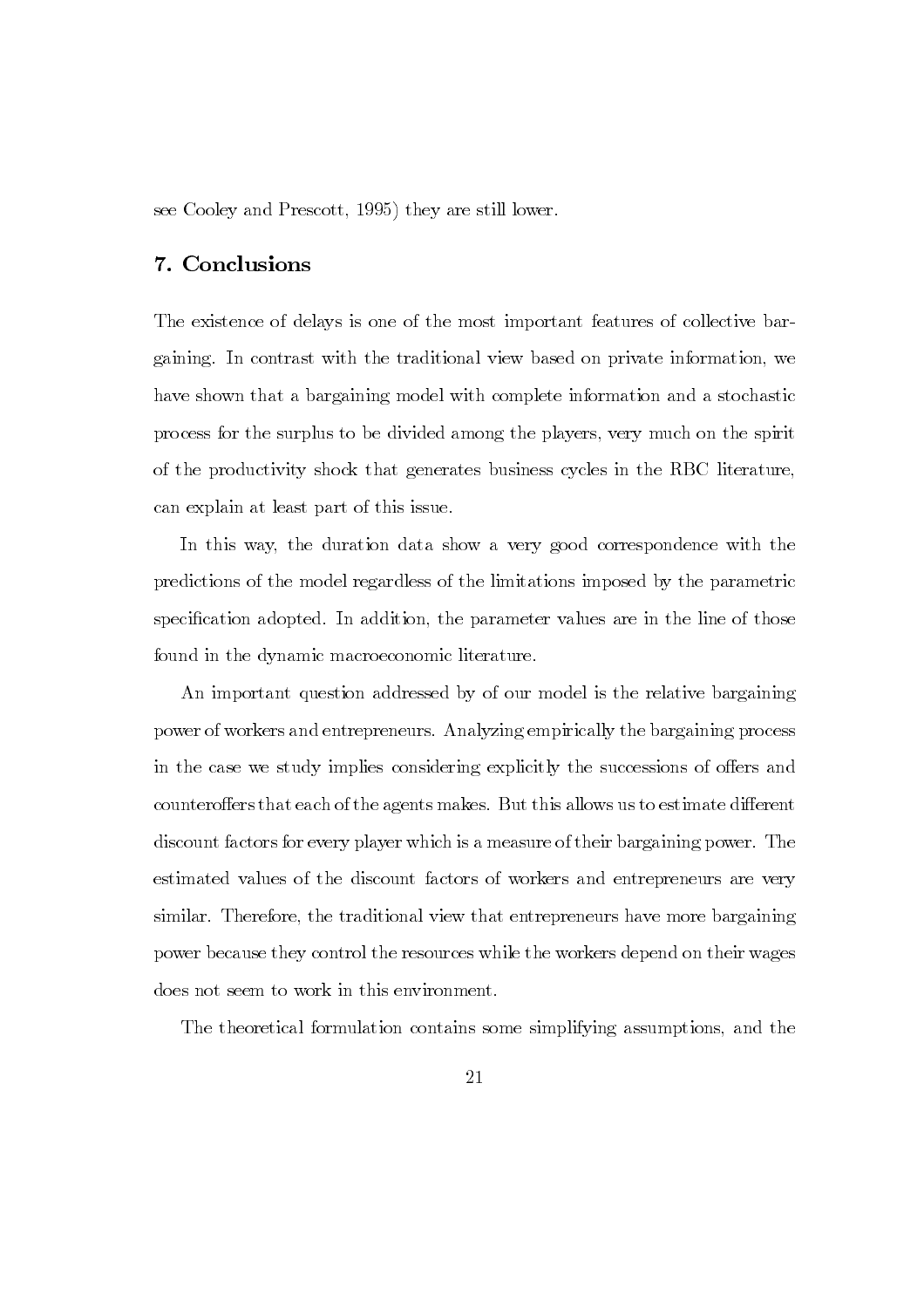see Cooley and Prescott, 1995) they are still lower.

## 7. Conclusions

The existence of delays is one of the most important features of collective bargaining. In contrast with the traditional view based on private information, we have shown that a bargaining model with complete information and a stochastic process for the surplus to be divided among the players, very much on the spirit of the productivity shock that generates business cycles in the RBC literature, can explain at least part of this issue.

In this way, the duration data show a very good correspondence with the predictions of the model regardless of the limitations imposed by the parametric specification adopted. In addition, the parameter values are in the line of those found in the dynamic macroeconomic literature.

An important question addressed by of our model is the relative bargaining power of workers and entrepreneurs. Analyzing empirically the bargaining process in the case we study implies considering explicitly the successions of offers and counteroffers that each of the agents makes. But this allows us to estimate different discount factors for every player which is a measure of their bargaining power. The estimated values of the discount factors of workers and entrepreneurs are very similar. Therefore, the traditional view that entrepreneurs have more bargaining power because they control the resources while the workers depend on their wages does not seem to work in this environment.

The theoretical formulation contains some simplifying assumptions, and the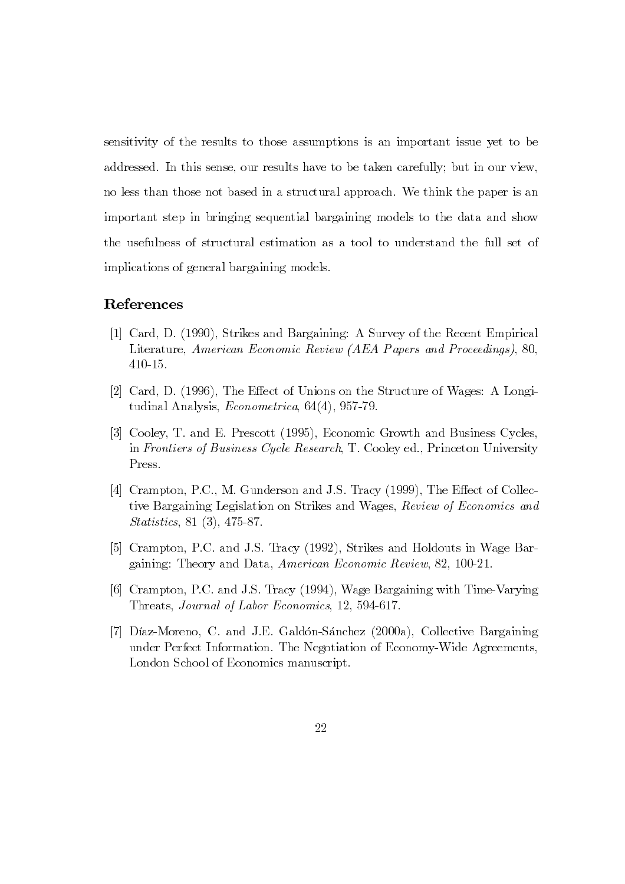sensitivity of the results to those assumptions is an important issue yet to be addressed. In this sense, our results have to be taken carefully; but in our view, no less than those not based in a structural approach. We think the paper is an important step in bringing sequential bargaining models to the data and show the usefulness of structural estimation as a tool to understand the full set of implications of general bargaining models.

## References

[1] Card, D. (1990), Strikes and Bargaining: A Survey of the Recent Empirical Literature, *American Economic Review (AEA Papers and Proceedings)*, 80, 410-15.

[2] Card, D. (1996), The Effect of Unions on the Structure of Wages: A Longitudinal Analysis, *Econometrica*, 64(4), 957-79.

[3] Cooley, T. and E. Prescott (1995), Economic Growth and Business Cycles, in *Frontiers of Business Cycle Research*, T. Cooley ed., Princeton University Press.

[4] Crampton, P.C., M. Gunderson and J.S. Tracy (1999), The Effect of Collective Bargaining Legislation on Strikes and Wages, *Review of Economics and Statistics*, 81 (3), 475-87.

[5] Crampton, P.C. and J.S. Tracy (1992), Strikes and Holdouts in Wage Bargaining: Theory and Data, *American Economic Review*, 82, 100-21.

[6] Crampton, P.C. and J.S. Tracy (1994), Wage Bargaining with Time-Varying Threats, *Journal of Labor Economics*, 12, 594-617.

[7] Díaz-Moreno, C. and J.E. Galdón-Sánchez (2000a), Collective Bargaining under Perfect Information. The Negotiation of Economy-Wide Agreements, London School of Economics manuscript.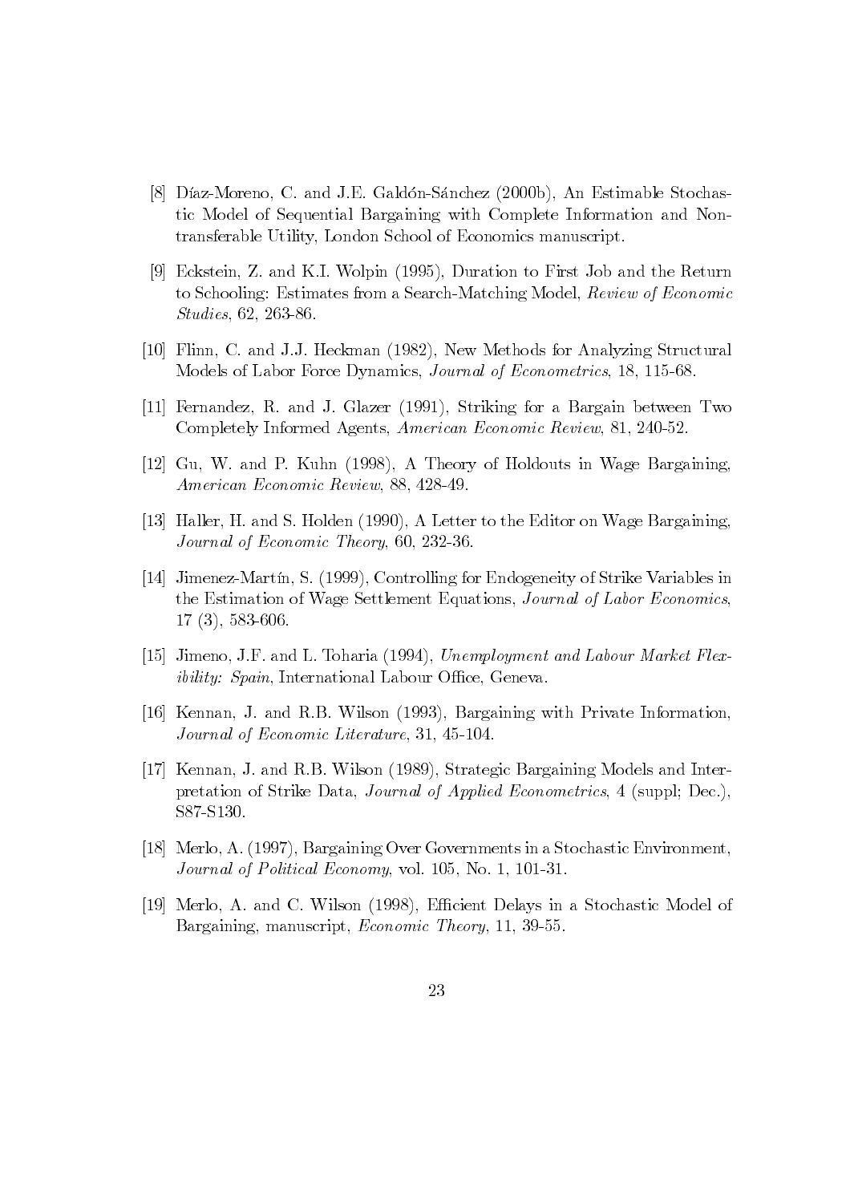[8] Díaz-Moreno, C. and J.E. Galdón-Sánchez (2000b), An Estimable Stochastic Model of Sequential Bargaining with Complete Information and Nontransferable Utility, London School of Economics manuscript.

[9] Eckstein, Z. and K.I. Wolpin (1995), Duration to First Job and the Return to Schooling: Estimates from a Search-Matching Model, *Review of Economic Studies*, 62, 263-86.

[10] Flinn, C. and J.J. Heckman (1982), New Methods for Analyzing Structural Models of Labor Force Dynamics, *Journal of Econometrics*, 18, 115-68.

[11] Fernandez, R. and J. Glazer (1991), Striking for a Bargain between Two Completely Informed Agents, *American Economic Review*, 81, 240-52.

[12] Gu, W. and P. Kuhn (1998), A Theory of Holdouts in Wage Bargaining, *American Economic Review*, 88, 428-49.

[13] Haller, H. and S. Holden (1990), A Letter to the Editor on Wage Bargaining, *Journal of Economic Theory*, 60, 232-36.

[14] Jimenez-Martín, S. (1999), Controlling for Endogeneity of Strike Variables in the Estimation of Wage Settlement Equations, *Journal of Labor Economics*, 17 (3), 583-606.

[15] Jimeno, J.F. and L. Toharia (1994), *Unemployment and Labour Market Flexibility: Spain*, International Labour Office, Geneva.

[16] Kennan, J. and R.B. Wilson (1993), Bargaining with Private Information, *Journal of Economic Literature*, 31, 45-104.

[17] Kennan, J. and R.B. Wilson (1989), Strategic Bargaining Models and Interpretation of Strike Data, *Journal of Applied Econometrics*, 4 (suppl; Dec.), S87-S130.

[18] Merlo, A. (1997), Bargaining Over Governments in a Stochastic Environment, *Journal of Political Economy*, vol. 105, No. 1, 101-31.

[19] Merlo, A. and C. Wilson (1998), Efficient Delays in a Stochastic Model of Bargaining, manuscript, *Economic Theory*, 11, 39-55.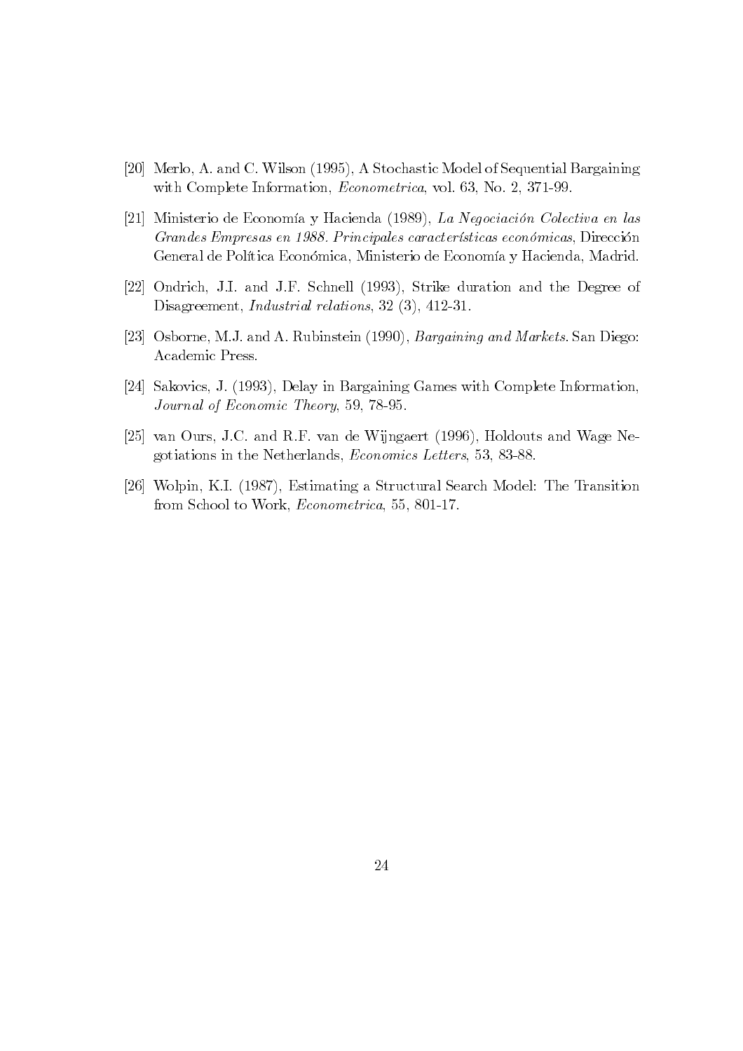[20] Merlo, A. and C. Wilson (1995), A Stochastic Model of Sequential Bargaining with Complete Information, *Econometrica*, vol. 63, No. 2, 371-99.

[21] Ministerio de Economía y Hacienda (1989), *La Negociación Colectiva en las Grandes Empresas en 1988. Principales características económicas*, Dirección General de Política Económica, Ministerio de Economía y Hacienda, Madrid.

[22] Ondrich, J.I. and J.F. Schnell (1993), Strike duration and the Degree of Disagreement, *Industrial relations*, 32 (3), 412-31.

[23] Osborne, M.J. and A. Rubinstein (1990), *Bargaining and Markets.* San Diego: Academic Press.

[24] Sakovics, J. (1993), Delay in Bargaining Games with Complete Information, *Journal of Economic Theory*, 59, 78-95.

[25] van Ours, J.C. and R.F. van de Wijngaert (1996), Holdouts and Wage Negotiations in the Netherlands, *Economics Letters*, 53, 83-88.

[26] Wolpin, K.I. (1987), Estimating a Structural Search Model: The Transition from School to Work, *Econometrica*, 55, 801-17.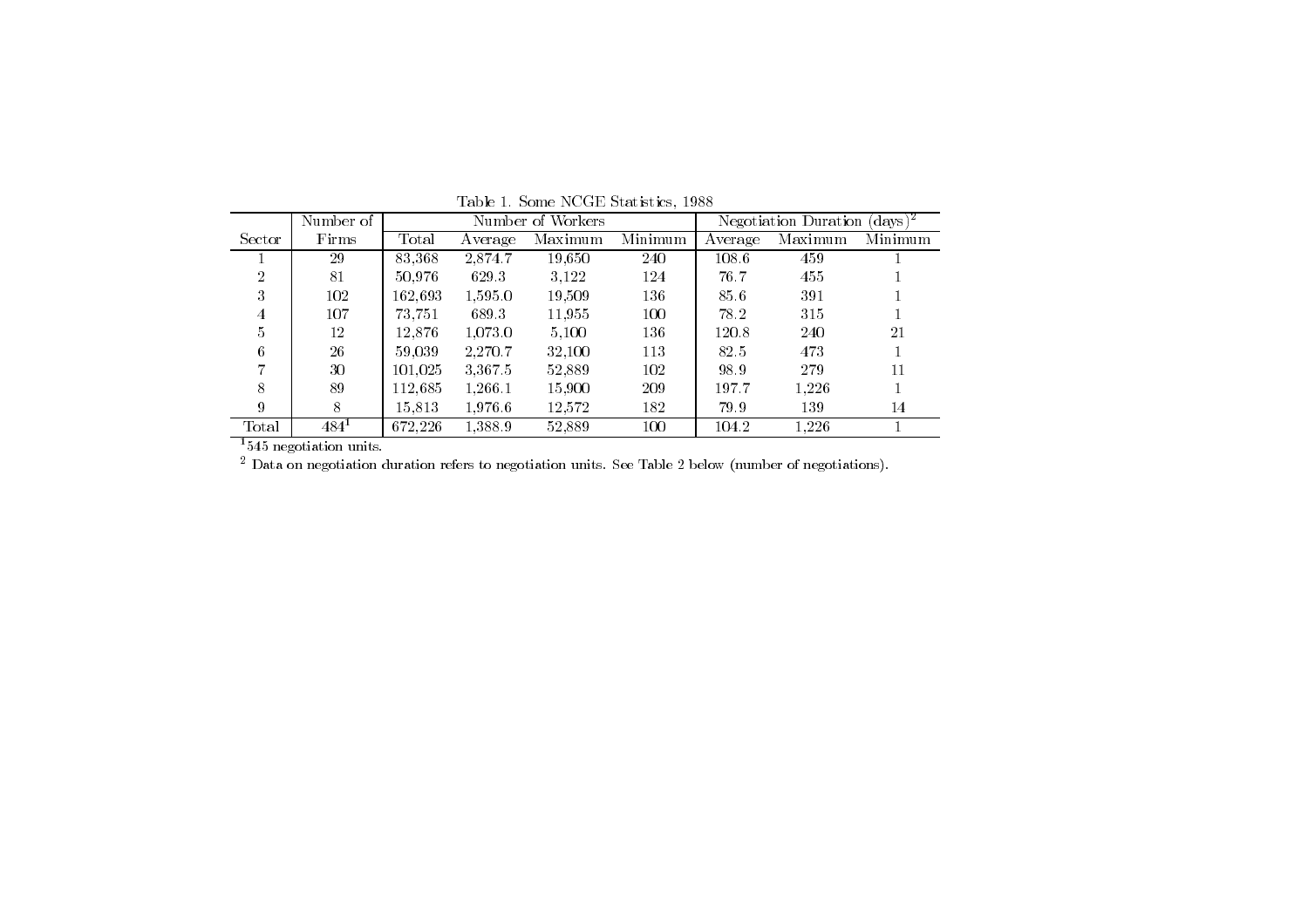Table 1. Some NCGE Statistics, 1988

| Sector | Number of Firms | Number of Workers | | | | Negotiation Duration (days)[2] | | |
|---|---|---|---|---|---|---|---|---|
| | | Total | Average | Maximum | Minimum | Average | Maximum | Minimum |
| 1 | 29 | 83,368 | 2,874.7 | 19,650 | 240 | 108.6 | 459 | 1 |
| 2 | 81 | 50,976 | 629.3 | 3,122 | 124 | 76.7 | 455 | 1 |
| 3 | 102 | 162,693 | 1,595.0 | 19,509 | 136 | 85.6 | 391 | 1 |
| 4 | 107 | 73,751 | 689.3 | 11,955 | 100 | 78.2 | 315 | 1 |
| 5 | 12 | 12,876 | 1,073.0 | 5,100 | 136 | 120.8 | 240 | 21 |
| 6 | 26 | 59,039 | 2,270.7 | 32,100 | 113 | 82.5 | 473 | 1 |
| 7 | 30 | 101,025 | 3,367.5 | 52,889 | 102 | 98.9 | 279 | 11 |
| 8 | 89 | 112,685 | 1,266.1 | 15,900 | 209 | 197.7 | 1,226 | 1 |
| 9 | 8 | 15,813 | 1,976.6 | 12,572 | 182 | 79.9 | 139 | 14 |
| Total | 484[1] | 672,226 | 1,388.9 | 52,889 | 100 | 104.2 | 1,226 | 1 |

[1] 545 negotiation units.

[2] Data on negotiation duration refers to negotiation units. See Table 2 below (number of negotiations).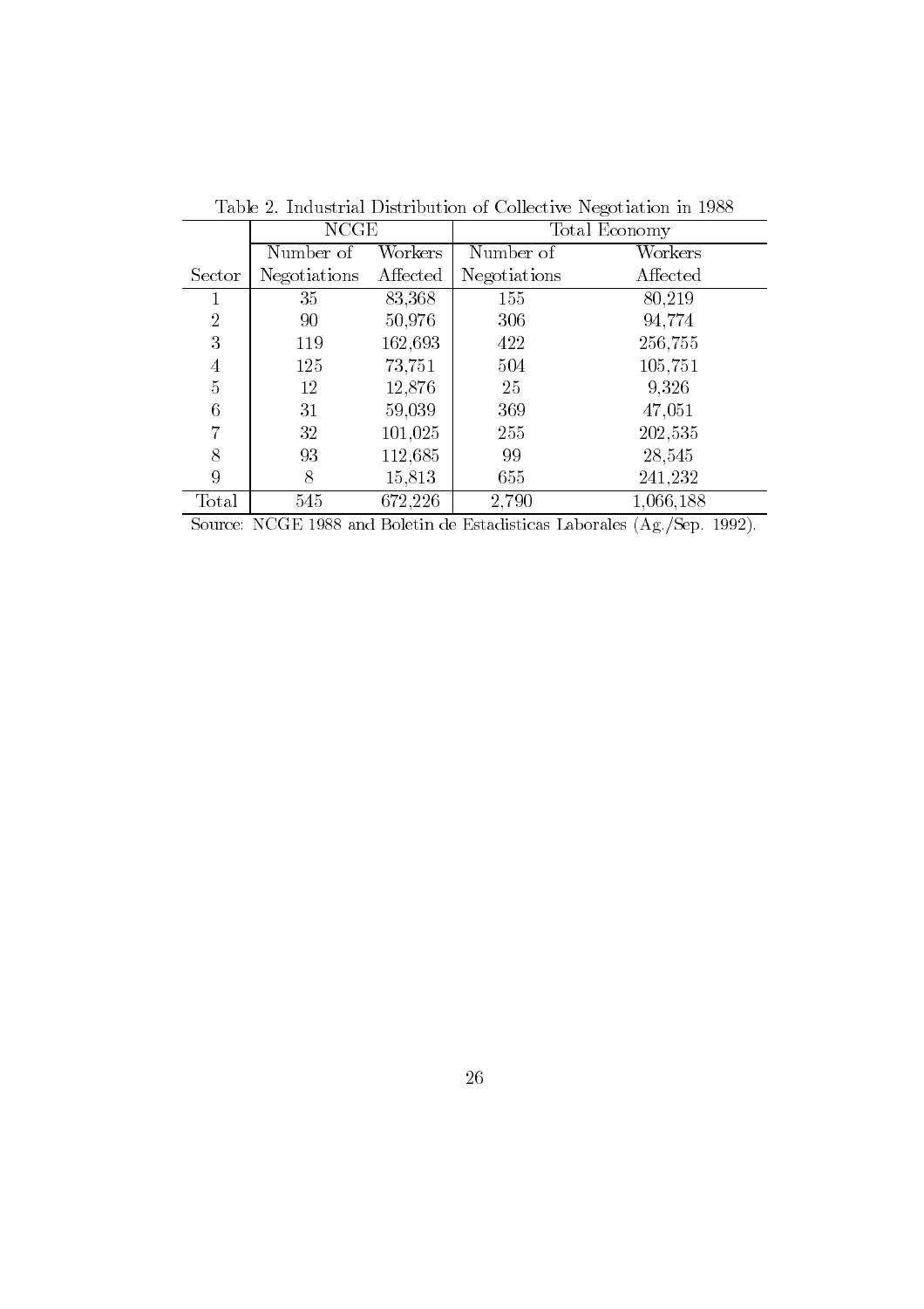Table 2. Industrial Distribution of Collective Negotiation in 1988

| | NCGE | | Total Economy | |
|---|---|---|---|---|
| Sector | Number of Negotiations | Workers Affected | Number of Negotiations | Workers Affected |
| 1 | 35 | 83,368 | 155 | 80,219 |
| 2 | 90 | 50,976 | 306 | 94,774 |
| 3 | 119 | 162,693 | 422 | 256,755 |
| 4 | 125 | 73,751 | 504 | 105,751 |
| 5 | 12 | 12,876 | 25 | 9,326 |
| 6 | 31 | 59,039 | 369 | 47,051 |
| 7 | 32 | 101,025 | 255 | 202,535 |
| 8 | 93 | 112,685 | 99 | 28,545 |
| 9 | 8 | 15,813 | 655 | 241,232 |
| Total | 545 | 672,226 | 2,790 | 1,066,188 |

Source: NCGE 1988 and Boletin de Estadisticas Laborales (Ag./Sep. 1992).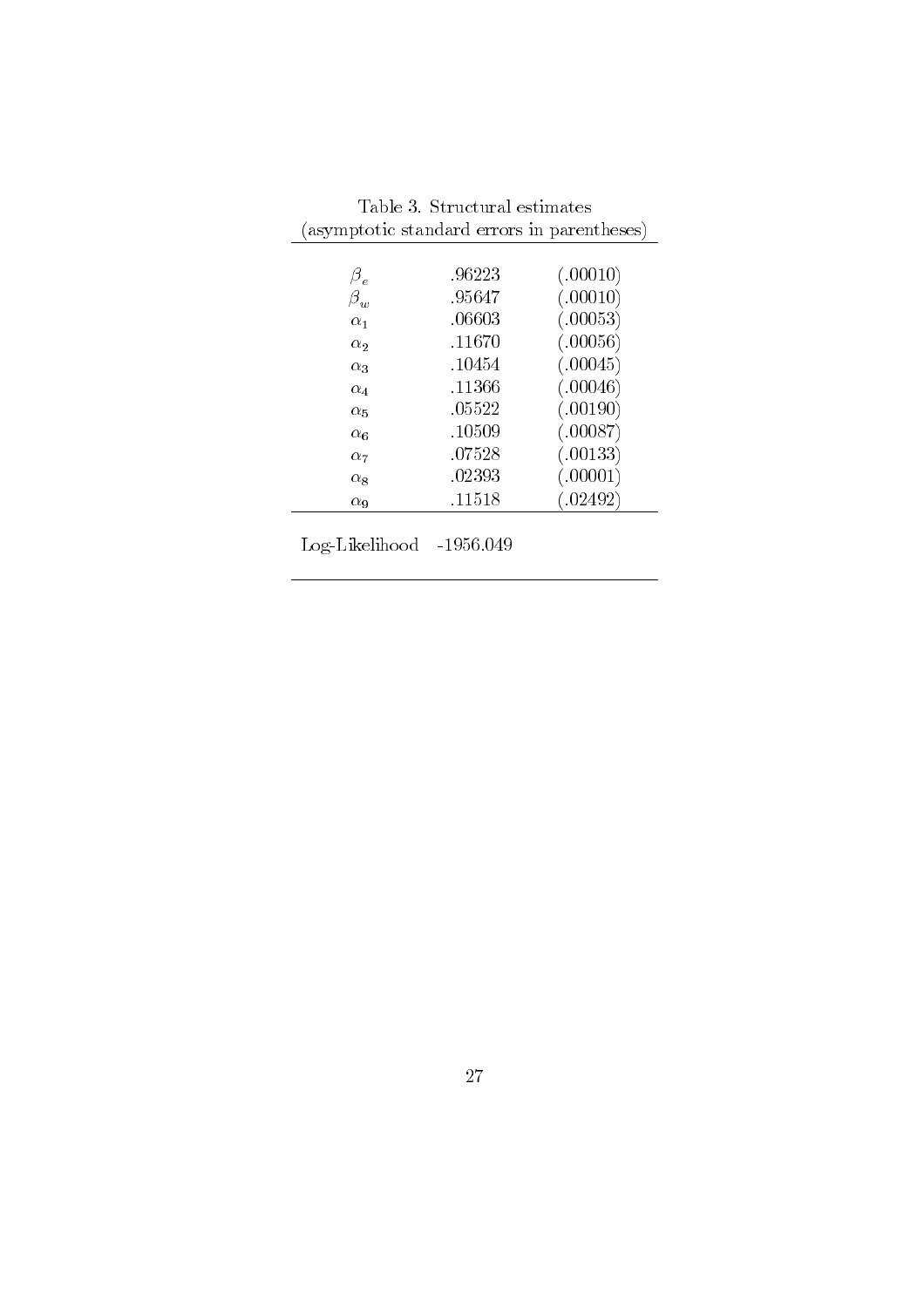Table 3. Structural estimates
(asymptotic standard errors in parentheses)

| | | |
|---|---|---|
| $\beta_e$ | .96223 | (.00010) |
| $\beta_w$ | .95647 | (.00010) |
| $\alpha_1$ | .06603 | (.00053) |
| $\alpha_2$ | .11670 | (.00056) |
| $\alpha_3$ | .10454 | (.00045) |
| $\alpha_4$ | .11366 | (.00046) |
| $\alpha_5$ | .05522 | (.00190) |
| $\alpha_6$ | .10509 | (.00087) |
| $\alpha_7$ | .07528 | (.00133) |
| $\alpha_8$ | .02393 | (.00001) |
| $\alpha_9$ | .11518 | (.02492) |
| Log-Likelihood | -1956.049 | |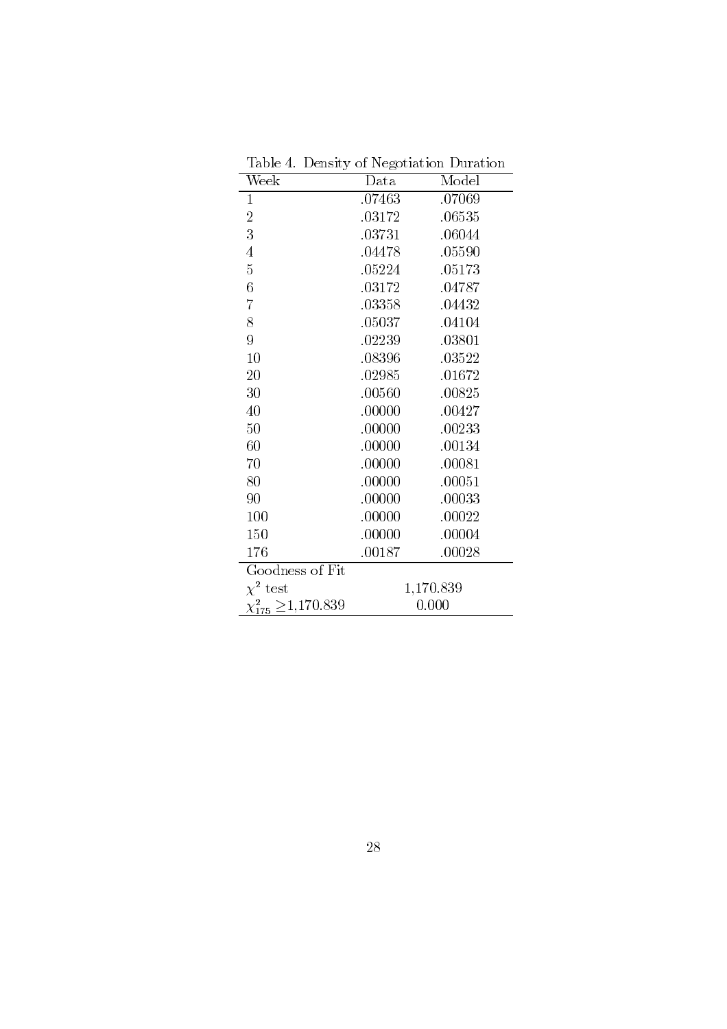Table 4. Density of Negotiation Duration

| Week | Data | Model |
|---|---|---|
| 1 | .07463 | .07069 |
| 2 | .03172 | .06535 |
| 3 | .03731 | .06044 |
| 4 | .04478 | .05590 |
| 5 | .05224 | .05173 |
| 6 | .03172 | .04787 |
| 7 | .03358 | .04432 |
| 8 | .05037 | .04104 |
| 9 | .02239 | .03801 |
| 10 | .08396 | .03522 |
| 20 | .02985 | .01672 |
| 30 | .00560 | .00825 |
| 40 | .00000 | .00427 |
| 50 | .00000 | .00233 |
| 60 | .00000 | .00134 |
| 70 | .00000 | .00081 |
| 80 | .00000 | .00051 |
| 90 | .00000 | .00033 |
| 100 | .00000 | .00022 |
| 150 | .00000 | .00004 |
| 176 | .00187 | .00028 |
| Goodness of Fit | | |
| $\chi^2$ test | 1,170.839 | |
| $\chi^2_{175} \geq$1,170.839 | 0.000 | |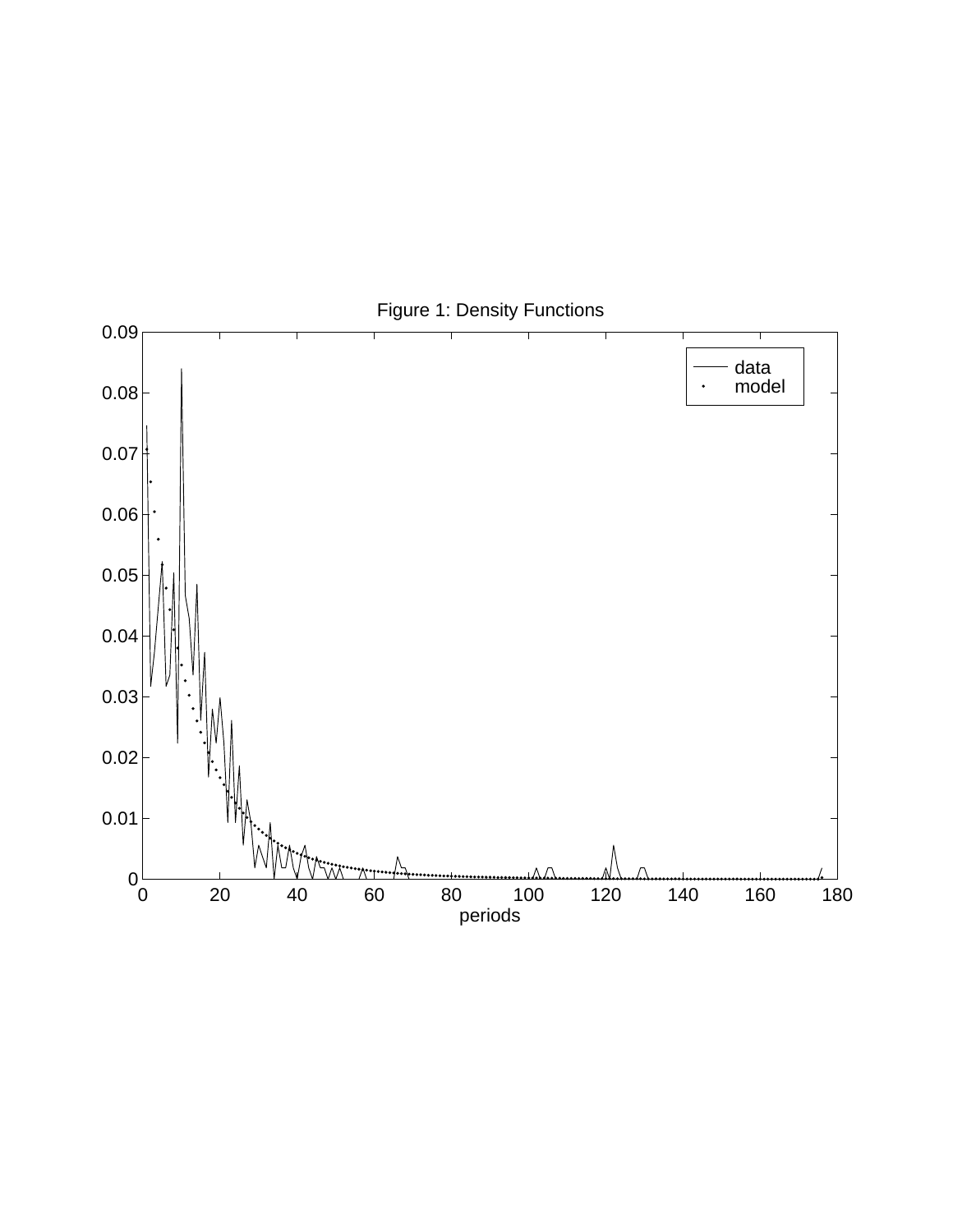Figure 1: Density Functions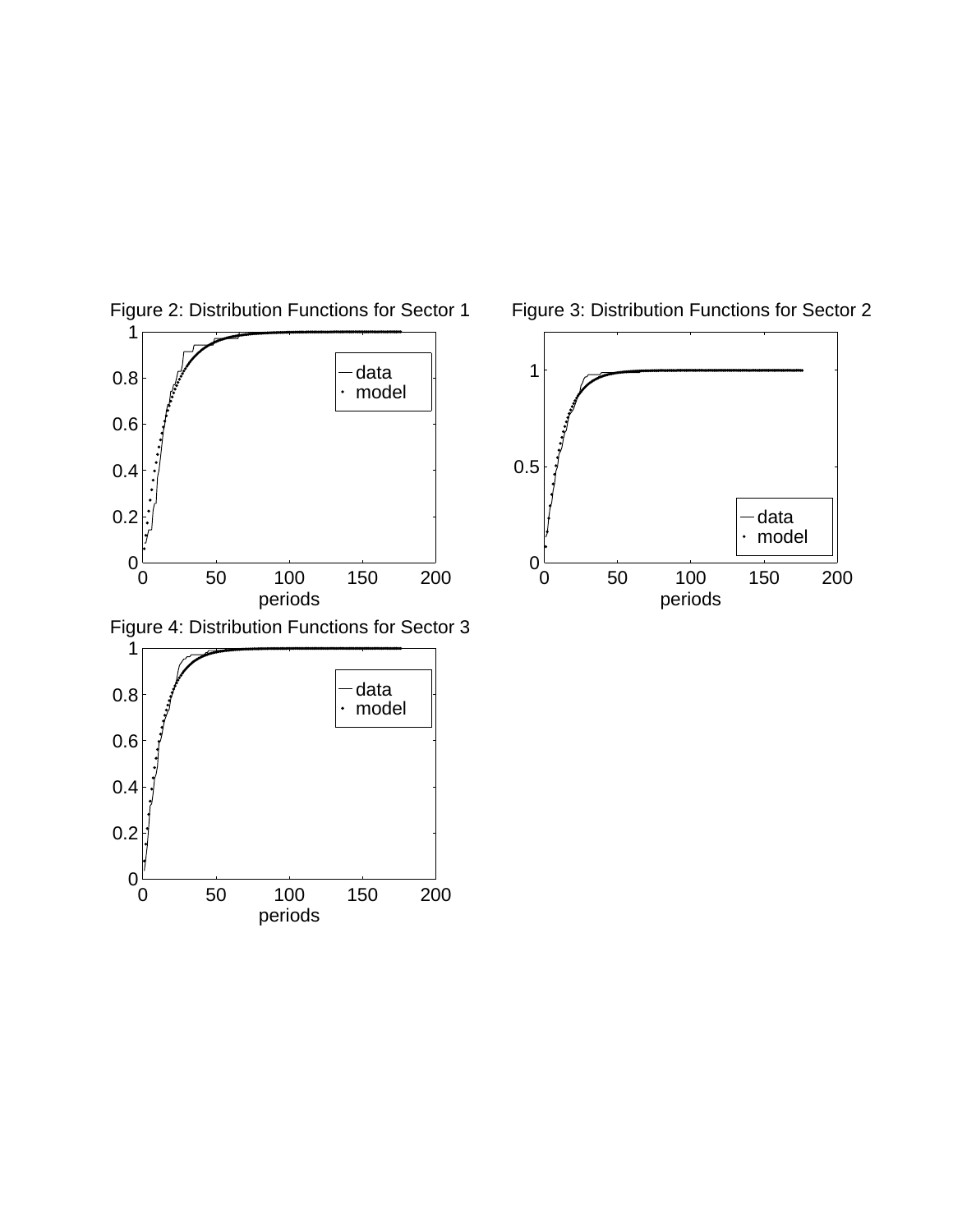Figure 2: Distribution Functions for Sector 1

Figure 3: Distribution Functions for Sector 2

Figure 4: Distribution Functions for Sector 3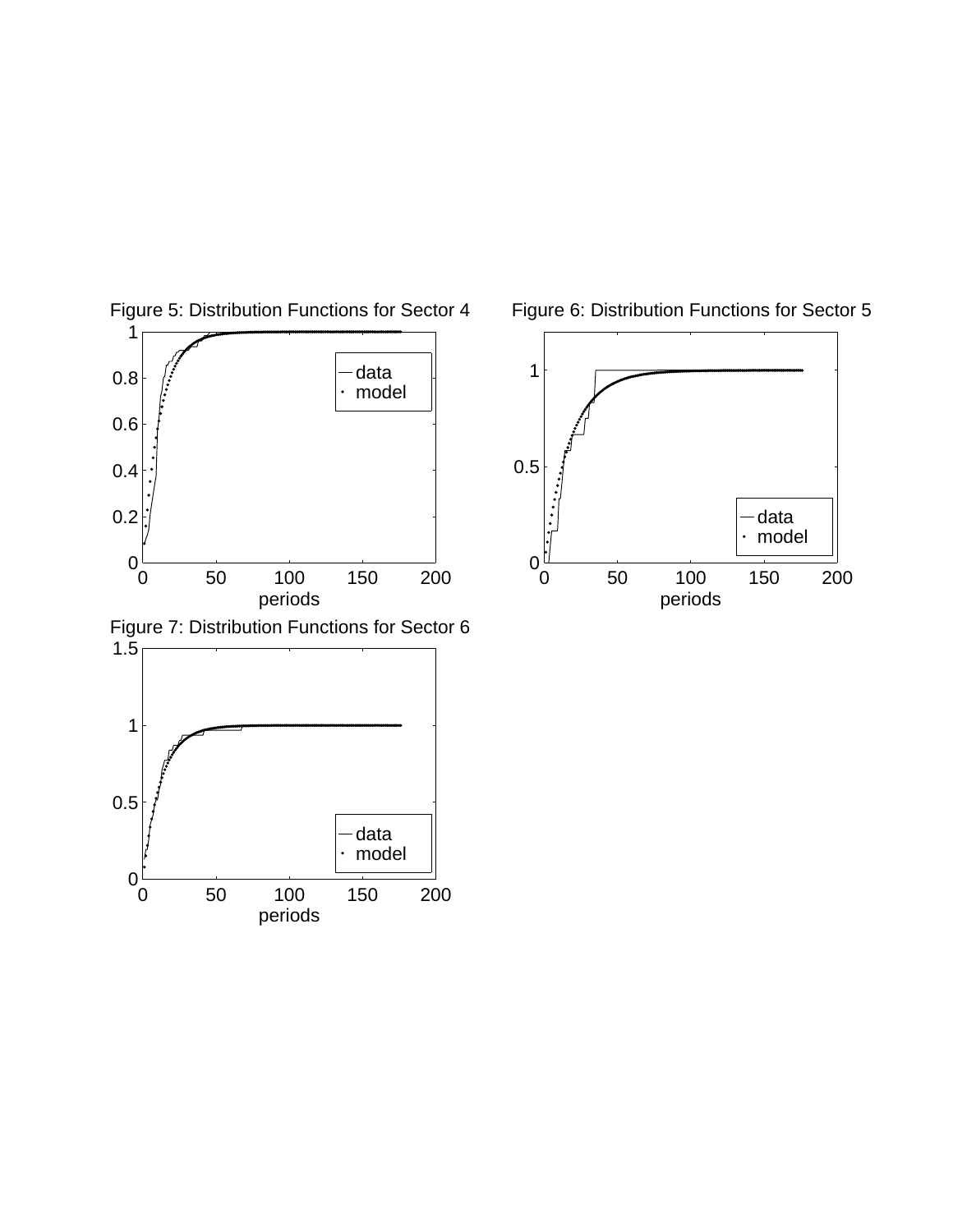Figure 5: Distribution Functions for Sector 4

Figure 6: Distribution Functions for Sector 5

Figure 7: Distribution Functions for Sector 6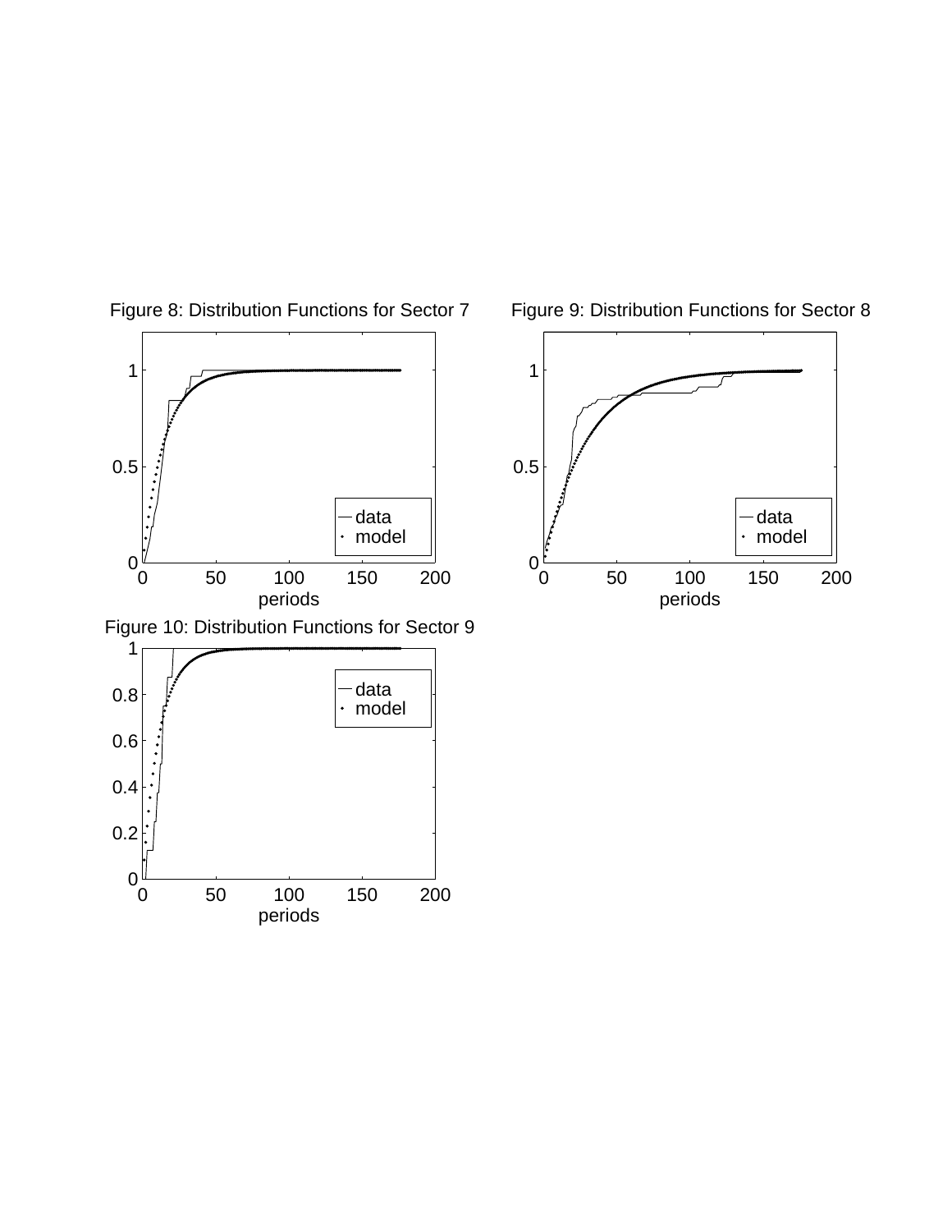Figure 8: Distribution Functions for Sector 7

1
0.5
0
0 50 100 150 200
periods

data
model

Figure 9: Distribution Functions for Sector 8

1
0.5
0
0 50 100 150 200
periods

data
model

Figure 10: Distribution Functions for Sector 9

1
0.8
0.6
0.4
0.2
0
0 50 100 150 200
periods

data
model